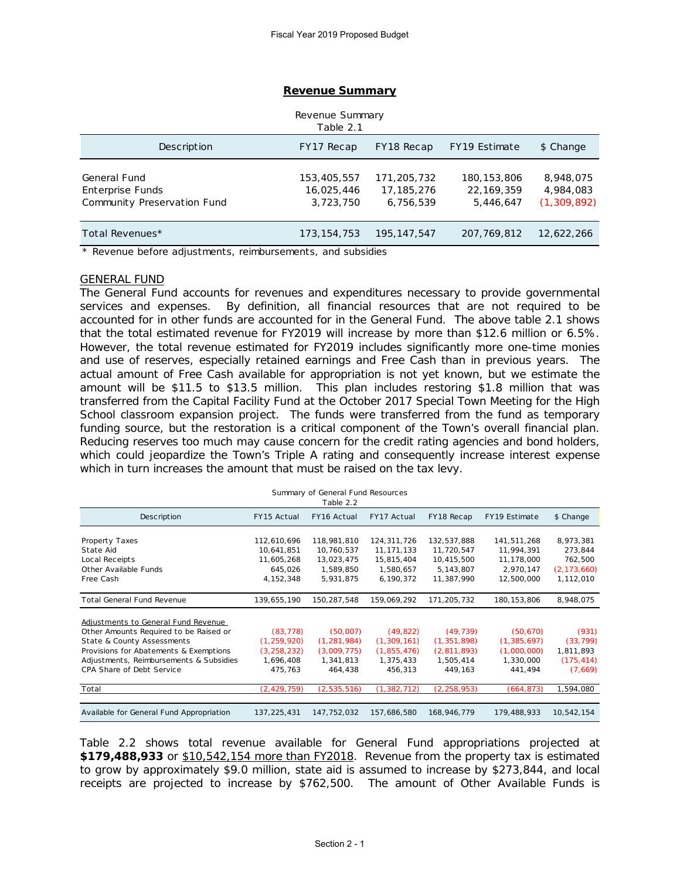## Revenue Summary

Revenue Summary
Table 2.1

| Description | FY17 Recap | FY18 Recap | FY19 Estimate | $ Change |
|---|---|---|---|---|
| General Fund | 153,405,557 | 171,205,732 | 180,153,806 | 8,948,075 |
| Enterprise Funds | 16,025,446 | 17,185,276 | 22,169,359 | 4,984,083 |
| Community Preservation Fund | 3,723,750 | 6,756,539 | 5,446,647 | (1,309,892) |
| Total Revenues* | 173,154,753 | 195,147,547 | 207,769,812 | 12,622,266 |

* Revenue before adjustments, reimbursements, and subsidies

GENERAL FUND

The General Fund accounts for revenues and expenditures necessary to provide governmental services and expenses. By definition, all financial resources that are not required to be accounted for in other funds are accounted for in the General Fund. The above table 2.1 shows that the total estimated revenue for FY2019 will increase by more than $12.6 million or 6.5%. However, the total revenue estimated for FY2019 includes significantly more one-time monies and use of reserves, especially retained earnings and Free Cash than in previous years. The actual amount of Free Cash available for appropriation is not yet known, but we estimate the amount will be $11.5 to $13.5 million. This plan includes restoring $1.8 million that was transferred from the Capital Facility Fund at the October 2017 Special Town Meeting for the High School classroom expansion project. The funds were transferred from the fund as temporary funding source, but the restoration is a critical component of the Town's overall financial plan. Reducing reserves too much may cause concern for the credit rating agencies and bond holders, which could jeopardize the Town's Triple A rating and consequently increase interest expense which in turn increases the amount that must be raised on the tax levy.

Summary of General Fund Resources
Table 2.2

| Description | FY15 Actual | FY16 Actual | FY17 Actual | FY18 Recap | FY19 Estimate | $ Change |
|---|---|---|---|---|---|---|
| Property Taxes | 112,610,696 | 118,981,810 | 124,311,726 | 132,537,888 | 141,511,268 | 8,973,381 |
| State Aid | 10,641,851 | 10,760,537 | 11,171,133 | 11,720,547 | 11,994,391 | 273,844 |
| Local Receipts | 11,605,268 | 13,023,475 | 15,815,404 | 10,415,500 | 11,178,000 | 762,500 |
| Other Available Funds | 645,026 | 1,589,850 | 1,580,657 | 5,143,807 | 2,970,147 | (2,173,660) |
| Free Cash | 4,152,348 | 5,931,875 | 6,190,372 | 11,387,990 | 12,500,000 | 1,112,010 |
| Total General Fund Revenue | 139,655,190 | 150,287,548 | 159,069,292 | 171,205,732 | 180,153,806 | 8,948,075 |
| Adjustments to General Fund Revenue | | | | | | |
| Other Amounts Required to be Raised or | (83,778) | (50,007) | (49,822) | (49,739) | (50,670) | (931) |
| State & County Assessments | (1,259,920) | (1,281,984) | (1,309,161) | (1,351,898) | (1,385,697) | (33,799) |
| Provisions for Abatements & Exemptions | (3,258,232) | (3,009,775) | (1,855,476) | (2,811,893) | (1,000,000) | 1,811,893 |
| Adjustments, Reimbursements & Subsidies | 1,696,408 | 1,341,813 | 1,375,433 | 1,505,414 | 1,330,000 | (175,414) |
| CPA Share of Debt Service | 475,763 | 464,438 | 456,313 | 449,163 | 441,494 | (7,669) |
| Total | (2,429,759) | (2,535,516) | (1,382,712) | (2,258,953) | (664,873) | 1,594,080 |
| Available for General Fund Appropriation | 137,225,431 | 147,752,032 | 157,686,580 | 168,946,779 | 179,488,933 | 10,542,154 |

Table 2.2 shows total revenue available for General Fund appropriations projected at **$179,488,933** or $10,542,154 more than FY2018. Revenue from the property tax is estimated to grow by approximately $9.0 million, state aid is assumed to increase by $273,844, and local receipts are projected to increase by $762,500. The amount of Other Available Funds is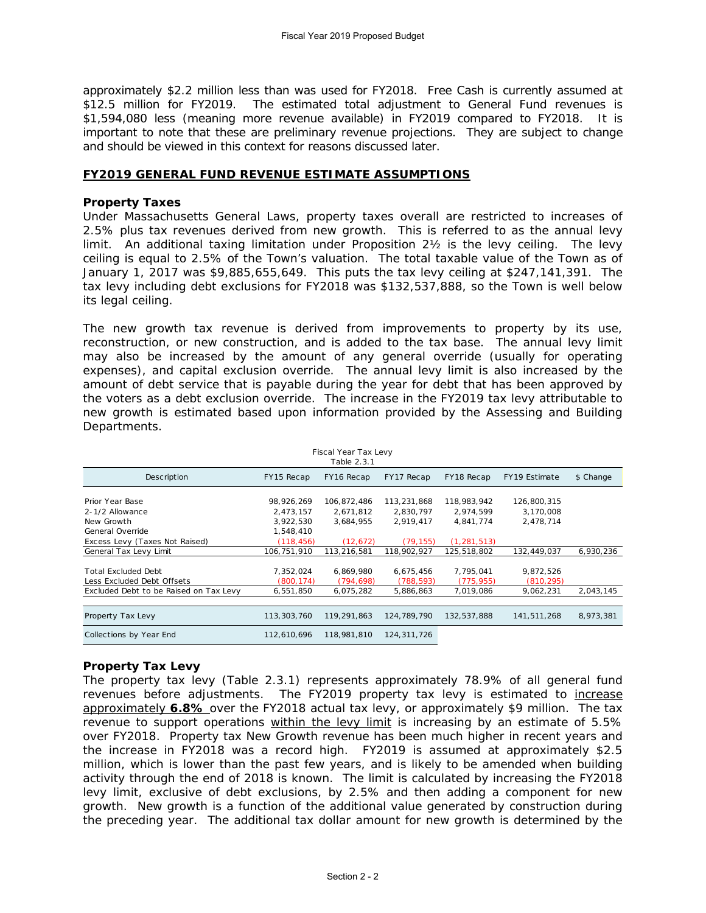approximately $2.2 million less than was used for FY2018. Free Cash is currently assumed at $12.5 million for FY2019. The estimated total adjustment to General Fund revenues is $1,594,080 less (meaning more revenue available) in FY2019 compared to FY2018. It is important to note that these are preliminary revenue projections. They are subject to change and should be viewed in this context for reasons discussed later.

## FY2019 GENERAL FUND REVENUE ESTIMATE ASSUMPTIONS

### Property Taxes

Under Massachusetts General Laws, property taxes overall are restricted to increases of 2.5% plus tax revenues derived from new growth. This is referred to as the annual levy limit. An additional taxing limitation under Proposition 2½ is the levy ceiling. The levy ceiling is equal to 2.5% of the Town's valuation. The total taxable value of the Town as of January 1, 2017 was $9,885,655,649. This puts the tax levy ceiling at $247,141,391. The tax levy including debt exclusions for FY2018 was $132,537,888, so the Town is well below its legal ceiling.

The new growth tax revenue is derived from improvements to property by its use, reconstruction, or new construction, and is added to the tax base. The annual levy limit may also be increased by the amount of any general override (usually for operating expenses), and capital exclusion override. The annual levy limit is also increased by the amount of debt service that is payable during the year for debt that has been approved by the voters as a debt exclusion override. The increase in the FY2019 tax levy attributable to new growth is estimated based upon information provided by the Assessing and Building Departments.

Fiscal Year Tax Levy
Table 2.3.1

| Description | FY15 Recap | FY16 Recap | FY17 Recap | FY18 Recap | FY19 Estimate | $ Change |
|---|---|---|---|---|---|---|
| Prior Year Base | 98,926,269 | 106,872,486 | 113,231,868 | 118,983,942 | 126,800,315 | |
| 2-1/2 Allowance | 2,473,157 | 2,671,812 | 2,830,797 | 2,974,599 | 3,170,008 | |
| New Growth | 3,922,530 | 3,684,955 | 2,919,417 | 4,841,774 | 2,478,714 | |
| General Override | 1,548,410 | | | | | |
| Excess Levy (Taxes Not Raised) | (118,456) | (12,672) | (79,155) | (1,281,513) | | |
| General Tax Levy Limit | 106,751,910 | 113,216,581 | 118,902,927 | 125,518,802 | 132,449,037 | 6,930,236 |
| Total Excluded Debt | 7,352,024 | 6,869,980 | 6,675,456 | 7,795,041 | 9,872,526 | |
| Less Excluded Debt Offsets | (800,174) | (794,698) | (788,593) | (775,955) | (810,295) | |
| Excluded Debt to be Raised on Tax Levy | 6,551,850 | 6,075,282 | 5,886,863 | 7,019,086 | 9,062,231 | 2,043,145 |
| Property Tax Levy | 113,303,760 | 119,291,863 | 124,789,790 | 132,537,888 | 141,511,268 | 8,973,381 |
| Collections by Year End | 112,610,696 | 118,981,810 | 124,311,726 | | | |

### Property Tax Levy

The property tax levy (Table 2.3.1) represents approximately 78.9% of all general fund revenues before adjustments. The FY2019 property tax levy is estimated to increase approximately **6.8%** over the FY2018 actual tax levy, or approximately $9 million. The tax revenue to support operations within the levy limit is increasing by an estimate of 5.5% over FY2018. Property tax New Growth revenue has been much higher in recent years and the increase in FY2018 was a record high. FY2019 is assumed at approximately $2.5 million, which is lower than the past few years, and is likely to be amended when building activity through the end of 2018 is known. The limit is calculated by increasing the FY2018 levy limit, exclusive of debt exclusions, by 2.5% and then adding a component for new growth. New growth is a function of the additional value generated by construction during the preceding year. The additional tax dollar amount for new growth is determined by the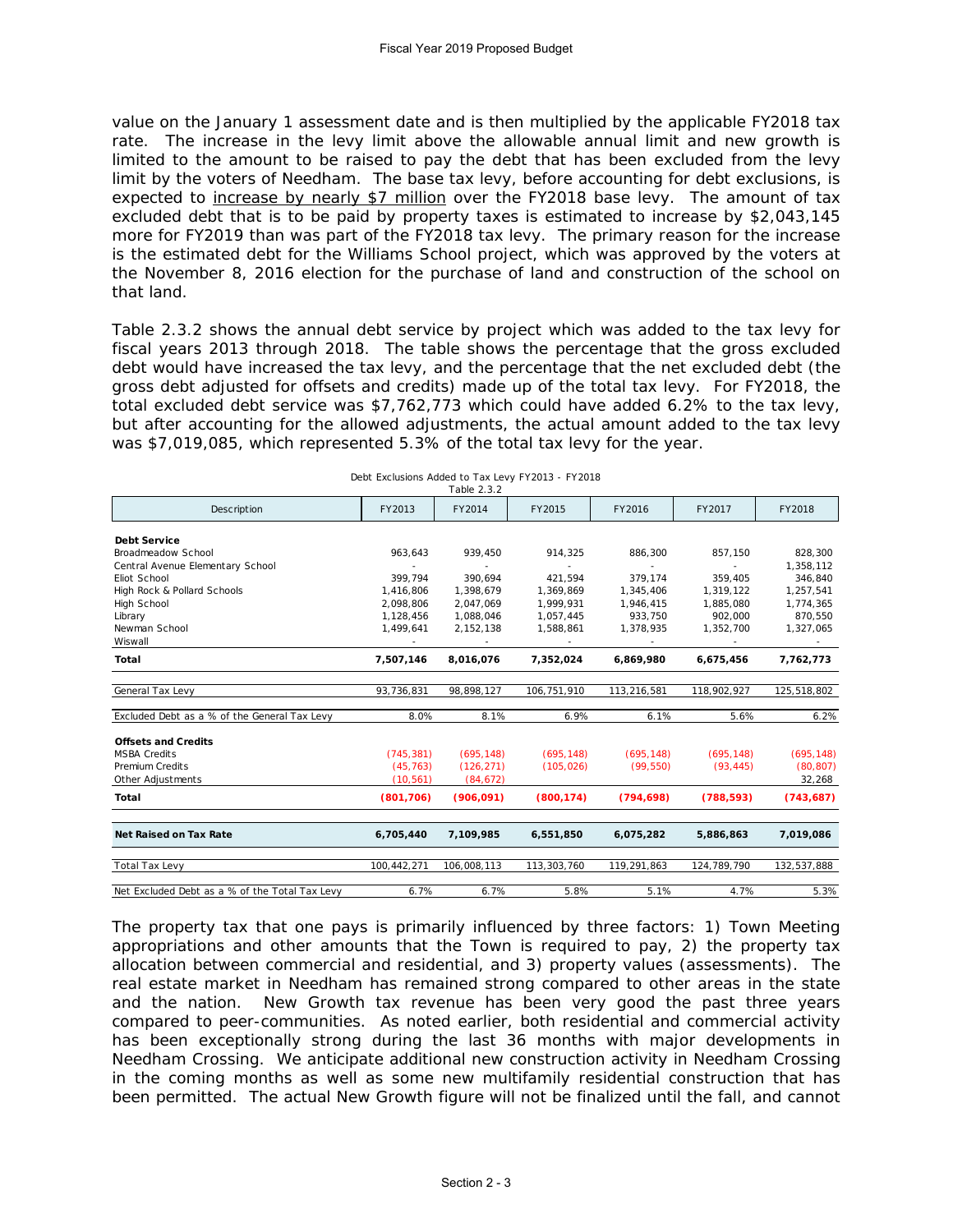value on the January 1 assessment date and is then multiplied by the applicable FY2018 tax rate. The increase in the levy limit above the allowable annual limit and new growth is limited to the amount to be raised to pay the debt that has been excluded from the levy limit by the voters of Needham. The base tax levy, before accounting for debt exclusions, is expected to <u>increase by nearly $7 million</u> over the FY2018 base levy. The amount of tax excluded debt that is to be paid by property taxes is estimated to increase by $2,043,145 more for FY2019 than was part of the FY2018 tax levy. The primary reason for the increase is the estimated debt for the Williams School project, which was approved by the voters at the November 8, 2016 election for the purchase of land and construction of the school on that land.

Table 2.3.2 shows the annual debt service by project which was added to the tax levy for fiscal years 2013 through 2018. The table shows the percentage that the gross excluded debt would have increased the tax levy, and the percentage that the net excluded debt (the gross debt adjusted for offsets and credits) made up of the total tax levy. For FY2018, the total excluded debt service was $7,762,773 which could have added 6.2% to the tax levy, but after accounting for the allowed adjustments, the actual amount added to the tax levy was $7,019,085, which represented 5.3% of the total tax levy for the year.

Debt Exclusions Added to Tax Levy FY2013 - FY2018
Table 2.3.2

| Description | FY2013 | FY2014 | FY2015 | FY2016 | FY2017 | FY2018 |
|---|---|---|---|---|---|---|
| **Debt Service** | | | | | | |
| Broadmeadow School | 963,643 | 939,450 | 914,325 | 886,300 | 857,150 | 828,300 |
| Central Avenue Elementary School | - | - | - | - | - | 1,358,112 |
| Eliot School | 399,794 | 390,694 | 421,594 | 379,174 | 359,405 | 346,840 |
| High Rock & Pollard Schools | 1,416,806 | 1,398,679 | 1,369,869 | 1,345,406 | 1,319,122 | 1,257,541 |
| High School | 2,098,806 | 2,047,069 | 1,999,931 | 1,946,415 | 1,885,080 | 1,774,365 |
| Library | 1,128,456 | 1,088,046 | 1,057,445 | 933,750 | 902,000 | 870,550 |
| Newman School | 1,499,641 | 2,152,138 | 1,588,861 | 1,378,935 | 1,352,700 | 1,327,065 |
| Wiswall | - | - | - | - | - | - |
| **Total** | **7,507,146** | **8,016,076** | **7,352,024** | **6,869,980** | **6,675,456** | **7,762,773** |
| General Tax Levy | 93,736,831 | 98,898,127 | 106,751,910 | 113,216,581 | 118,902,927 | 125,518,802 |
| Excluded Debt as a % of the General Tax Levy | 8.0% | 8.1% | 6.9% | 6.1% | 5.6% | 6.2% |
| **Offsets and Credits** | | | | | | |
| MSBA Credits | (745,381) | (695,148) | (695,148) | (695,148) | (695,148) | (695,148) |
| Premium Credits | (45,763) | (126,271) | (105,026) | (99,550) | (93,445) | (80,807) |
| Other Adjustments | (10,561) | (84,672) | | | | 32,268 |
| **Total** | **(801,706)** | **(906,091)** | **(800,174)** | **(794,698)** | **(788,593)** | **(743,687)** |
| **Net Raised on Tax Rate** | **6,705,440** | **7,109,985** | **6,551,850** | **6,075,282** | **5,886,863** | **7,019,086** |
| Total Tax Levy | 100,442,271 | 106,008,113 | 113,303,760 | 119,291,863 | 124,789,790 | 132,537,888 |
| Net Excluded Debt as a % of the Total Tax Levy | 6.7% | 6.7% | 5.8% | 5.1% | 4.7% | 5.3% |

The property tax that one pays is primarily influenced by three factors: 1) Town Meeting appropriations and other amounts that the Town is required to pay, 2) the property tax allocation between commercial and residential, and 3) property values (assessments). The real estate market in Needham has remained strong compared to other areas in the state and the nation. New Growth tax revenue has been very good the past three years compared to peer-communities. As noted earlier, both residential and commercial activity has been exceptionally strong during the last 36 months with major developments in Needham Crossing. We anticipate additional new construction activity in Needham Crossing in the coming months as well as some new multifamily residential construction that has been permitted. The actual New Growth figure will not be finalized until the fall, and cannot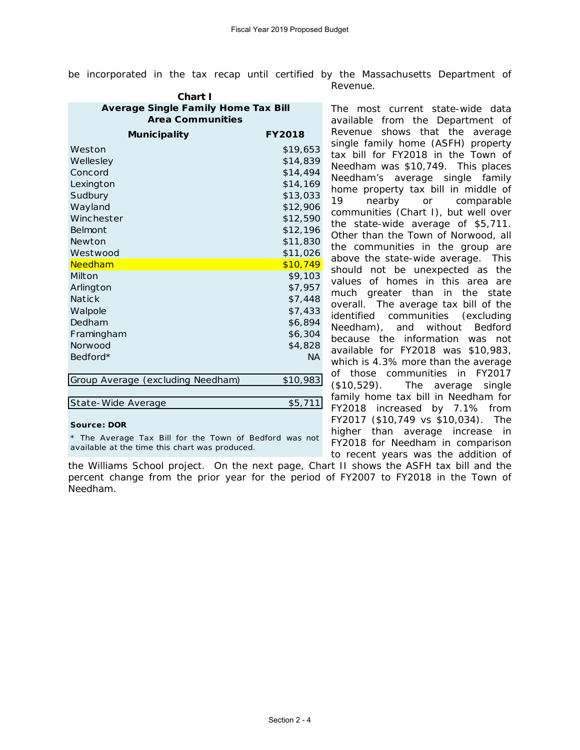be incorporated in the tax recap until certified by the Massachusetts Department of Revenue.

**Chart I**

**Average Single Family Home Tax Bill Area Communities**

| Municipality | FY2018 |
|---|---|
| Weston | $19,653 |
| Wellesley | $14,839 |
| Concord | $14,494 |
| Lexington | $14,169 |
| Sudbury | $13,033 |
| Wayland | $12,906 |
| Winchester | $12,590 |
| Belmont | $12,196 |
| Newton | $11,830 |
| Westwood | $11,026 |
| Needham | $10,749 |
| Milton | $9,103 |
| Arlington | $7,957 |
| Natick | $7,448 |
| Walpole | $7,433 |
| Dedham | $6,894 |
| Framingham | $6,304 |
| Norwood | $4,828 |
| Bedford* | NA |
| Group Average (excluding Needham) | $10,983 |
| State-Wide Average | $5,711 |

**Source: DOR**

\* The Average Tax Bill for the Town of Bedford was not available at the time this chart was produced.

The most current state-wide data available from the Department of Revenue shows that the average single family home (ASFH) property tax bill for FY2018 in the Town of Needham was $10,749. This places Needham's average single family home property tax bill in middle of 19 nearby or comparable communities (Chart I), but well over the state-wide average of $5,711. Other than the Town of Norwood, all the communities in the group are above the state-wide average. This should not be unexpected as the values of homes in this area are much greater than in the state overall. The average tax bill of the identified communities (excluding Needham), and without Bedford because the information was not available for FY2018 was $10,983, which is 4.3% more than the average of those communities in FY2017 ($10,529). The average single family home tax bill in Needham for FY2018 increased by 7.1% from FY2017 ($10,749 vs $10,034). The higher than average increase in FY2018 for Needham in comparison to recent years was the addition of the Williams School project. On the next page, Chart II shows the ASFH tax bill and the percent change from the prior year for the period of FY2007 to FY2018 in the Town of Needham.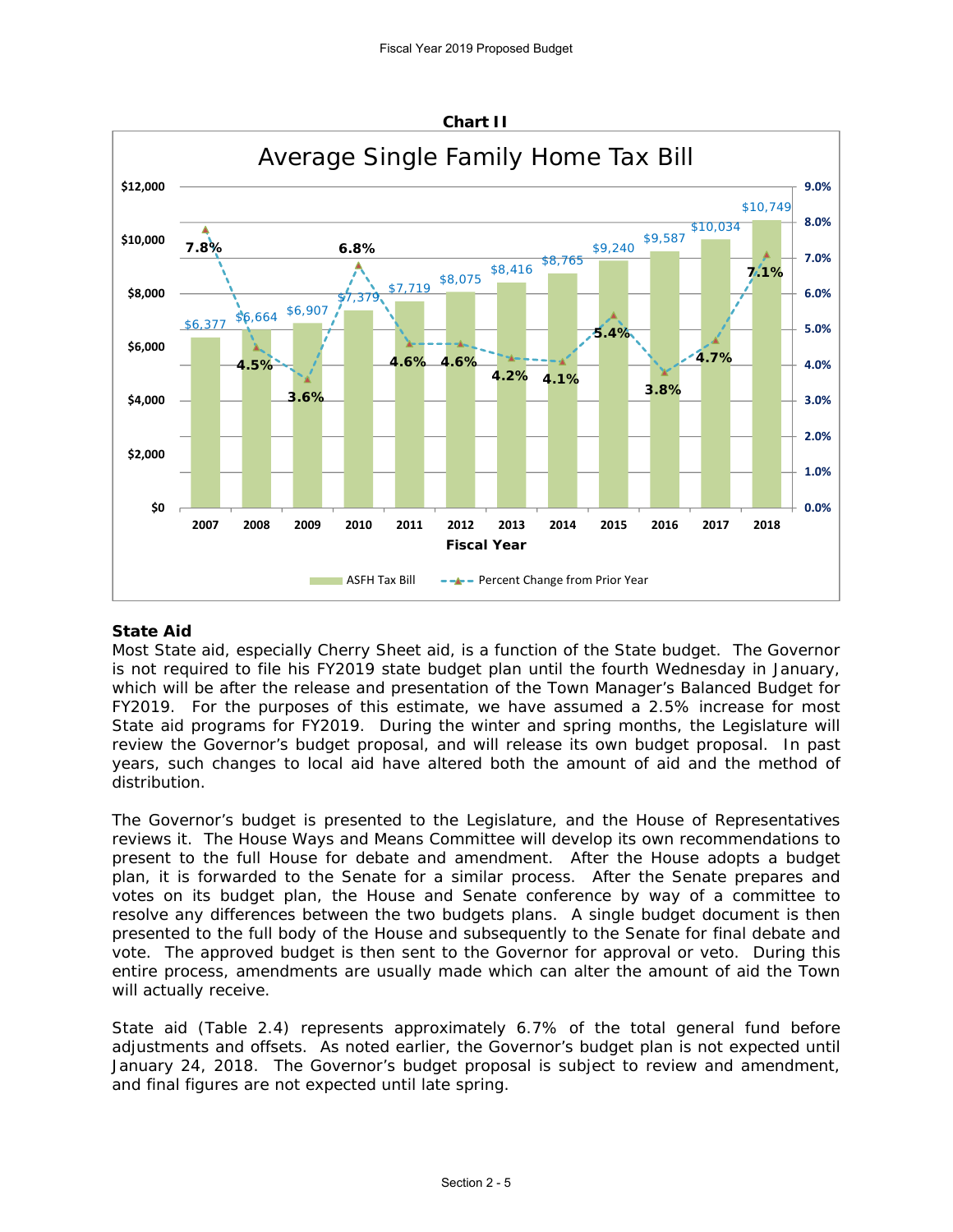**Chart II**

Average Single Family Home Tax Bill

| Fiscal Year | ASFH Tax Bill | Percent Change from Prior Year |
|---|---|---|
| 2007 | $6,377 | 7.8% |
| 2008 | $6,664 | 4.5% |
| 2009 | $6,907 | 3.6% |
| 2010 | $7,379 | 6.8% |
| 2011 | $7,719 | 4.6% |
| 2012 | $8,075 | 4.6% |
| 2013 | $8,416 | 4.2% |
| 2014 | $8,765 | 4.1% |
| 2015 | $9,240 | 5.4% |
| 2016 | $9,587 | 3.8% |
| 2017 | $10,034 | 4.7% |
| 2018 | $10,749 | 7.1% |

## State Aid

Most State aid, especially Cherry Sheet aid, is a function of the State budget. The Governor is not required to file his FY2019 state budget plan until the fourth Wednesday in January, which will be after the release and presentation of the Town Manager's Balanced Budget for FY2019. For the purposes of this estimate, we have assumed a 2.5% increase for most State aid programs for FY2019. During the winter and spring months, the Legislature will review the Governor's budget proposal, and will release its own budget proposal. In past years, such changes to local aid have altered both the amount of aid and the method of distribution.

The Governor's budget is presented to the Legislature, and the House of Representatives reviews it. The House Ways and Means Committee will develop its own recommendations to present to the full House for debate and amendment. After the House adopts a budget plan, it is forwarded to the Senate for a similar process. After the Senate prepares and votes on its budget plan, the House and Senate conference by way of a committee to resolve any differences between the two budgets plans. A single budget document is then presented to the full body of the House and subsequently to the Senate for final debate and vote. The approved budget is then sent to the Governor for approval or veto. During this entire process, amendments are usually made which can alter the amount of aid the Town will actually receive.

State aid (Table 2.4) represents approximately 6.7% of the total general fund before adjustments and offsets. As noted earlier, the Governor's budget plan is not expected until January 24, 2018. The Governor's budget proposal is subject to review and amendment, and final figures are not expected until late spring.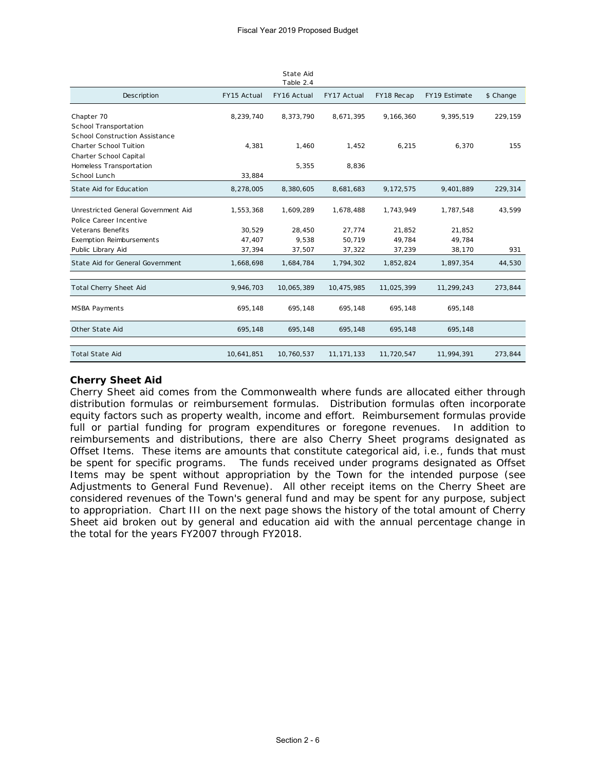State Aid
Table 2.4

| Description | FY15 Actual | FY16 Actual | FY17 Actual | FY18 Recap | FY19 Estimate | $ Change |
|---|---|---|---|---|---|---|
| Chapter 70 | 8,239,740 | 8,373,790 | 8,671,395 | 9,166,360 | 9,395,519 | 229,159 |
| School Transportation | | | | | | |
| School Construction Assistance | | | | | | |
| Charter School Tuition | 4,381 | 1,460 | 1,452 | 6,215 | 6,370 | 155 |
| Charter School Capital | | | | | | |
| Homeless Transportation | | 5,355 | 8,836 | | | |
| School Lunch | 33,884 | | | | | |
| State Aid for Education | 8,278,005 | 8,380,605 | 8,681,683 | 9,172,575 | 9,401,889 | 229,314 |
| Unrestricted General Government Aid | 1,553,368 | 1,609,289 | 1,678,488 | 1,743,949 | 1,787,548 | 43,599 |
| Police Career Incentive | | | | | | |
| Veterans Benefits | 30,529 | 28,450 | 27,774 | 21,852 | 21,852 | |
| Exemption Reimbursements | 47,407 | 9,538 | 50,719 | 49,784 | 49,784 | |
| Public Library Aid | 37,394 | 37,507 | 37,322 | 37,239 | 38,170 | 931 |
| State Aid for General Government | 1,668,698 | 1,684,784 | 1,794,302 | 1,852,824 | 1,897,354 | 44,530 |
| Total Cherry Sheet Aid | 9,946,703 | 10,065,389 | 10,475,985 | 11,025,399 | 11,299,243 | 273,844 |
| MSBA Payments | 695,148 | 695,148 | 695,148 | 695,148 | 695,148 | |
| Other State Aid | 695,148 | 695,148 | 695,148 | 695,148 | 695,148 | |
| Total State Aid | 10,641,851 | 10,760,537 | 11,171,133 | 11,720,547 | 11,994,391 | 273,844 |

**Cherry Sheet Aid**

Cherry Sheet aid comes from the Commonwealth where funds are allocated either through distribution formulas or reimbursement formulas. Distribution formulas often incorporate equity factors such as property wealth, income and effort. Reimbursement formulas provide full or partial funding for program expenditures or foregone revenues. In addition to reimbursements and distributions, there are also Cherry Sheet programs designated as Offset Items. These items are amounts that constitute categorical aid, i.e., funds that must be spent for specific programs. The funds received under programs designated as Offset Items may be spent without appropriation by the Town for the intended purpose (see Adjustments to General Fund Revenue). All other receipt items on the Cherry Sheet are considered revenues of the Town's general fund and may be spent for any purpose, subject to appropriation. Chart III on the next page shows the history of the total amount of Cherry Sheet aid broken out by general and education aid with the annual percentage change in the total for the years FY2007 through FY2018.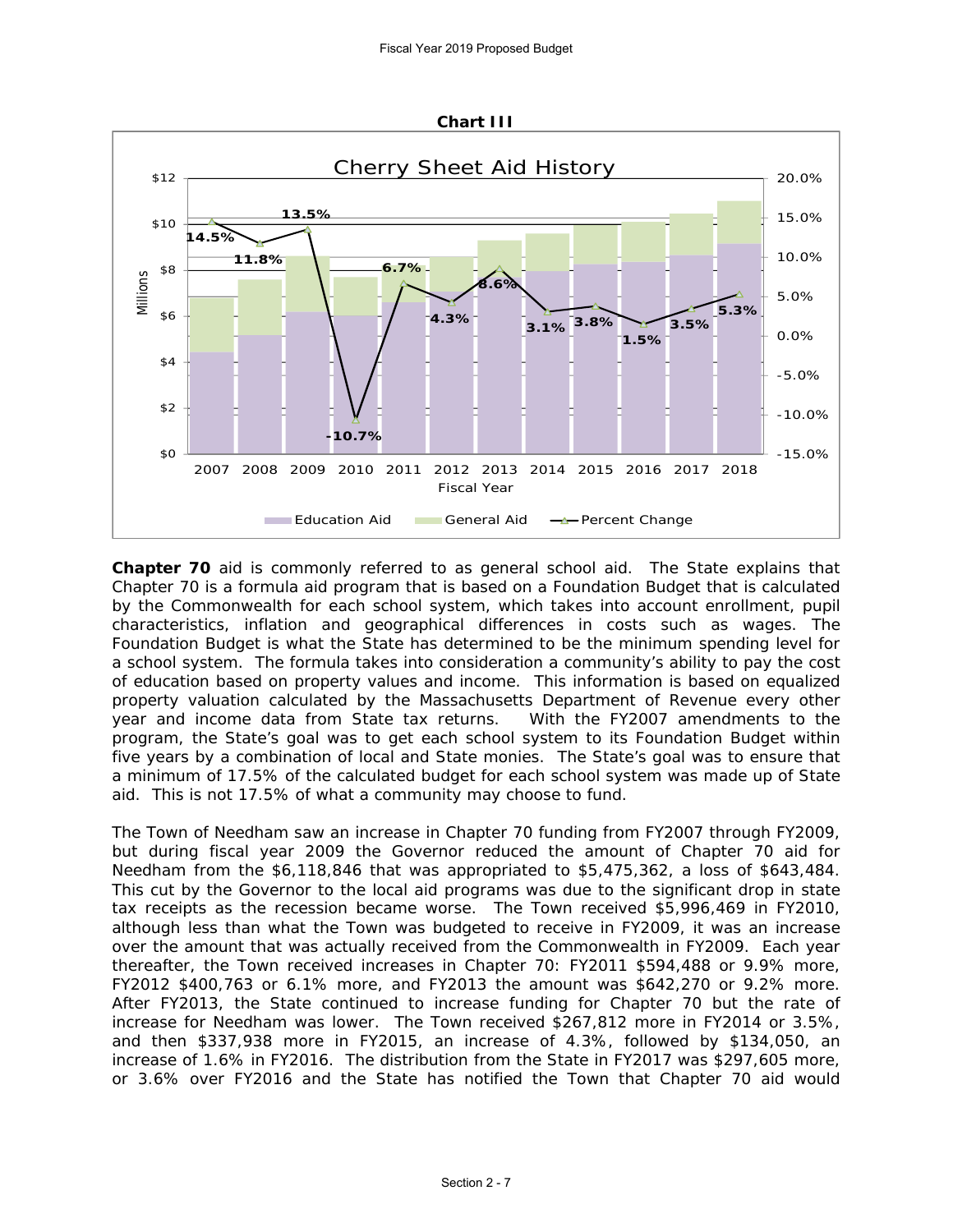**Chart III**

Cherry Sheet Aid History

| Fiscal Year | Percent Change |
|---|---|
| 2007 | 14.5% |
| 2008 | 11.8% |
| 2009 | 13.5% |
| 2010 | -10.7% |
| 2011 | 6.7% |
| 2012 | 4.3% |
| 2013 | 8.6% |
| 2014 | 3.1% |
| 2015 | 3.8% |
| 2016 | 1.5% |
| 2017 | 3.5% |
| 2018 | 5.3% |

Millions; Education Aid, General Aid, Percent Change

**Chapter 70** aid is commonly referred to as general school aid. The State explains that Chapter 70 is a formula aid program that is based on a Foundation Budget that is calculated by the Commonwealth for each school system, which takes into account enrollment, pupil characteristics, inflation and geographical differences in costs such as wages. The Foundation Budget is what the State has determined to be the minimum spending level for a school system. The formula takes into consideration a community's ability to pay the cost of education based on property values and income. This information is based on equalized property valuation calculated by the Massachusetts Department of Revenue every other year and income data from State tax returns. With the FY2007 amendments to the program, the State's goal was to get each school system to its Foundation Budget within five years by a combination of local and State monies. The State's goal was to ensure that a minimum of 17.5% of the calculated budget for each school system was made up of State aid. This is not 17.5% of what a community may choose to fund.

The Town of Needham saw an increase in Chapter 70 funding from FY2007 through FY2009, but during fiscal year 2009 the Governor reduced the amount of Chapter 70 aid for Needham from the $6,118,846 that was appropriated to $5,475,362, a loss of $643,484. This cut by the Governor to the local aid programs was due to the significant drop in state tax receipts as the recession became worse. The Town received $5,996,469 in FY2010, although less than what the Town was budgeted to receive in FY2009, it was an increase over the amount that was actually received from the Commonwealth in FY2009. Each year thereafter, the Town received increases in Chapter 70: FY2011 $594,488 or 9.9% more, FY2012 $400,763 or 6.1% more, and FY2013 the amount was $642,270 or 9.2% more. After FY2013, the State continued to increase funding for Chapter 70 but the rate of increase for Needham was lower. The Town received $267,812 more in FY2014 or 3.5%, and then $337,938 more in FY2015, an increase of 4.3%, followed by $134,050, an increase of 1.6% in FY2016. The distribution from the State in FY2017 was $297,605 more, or 3.6% over FY2016 and the State has notified the Town that Chapter 70 aid would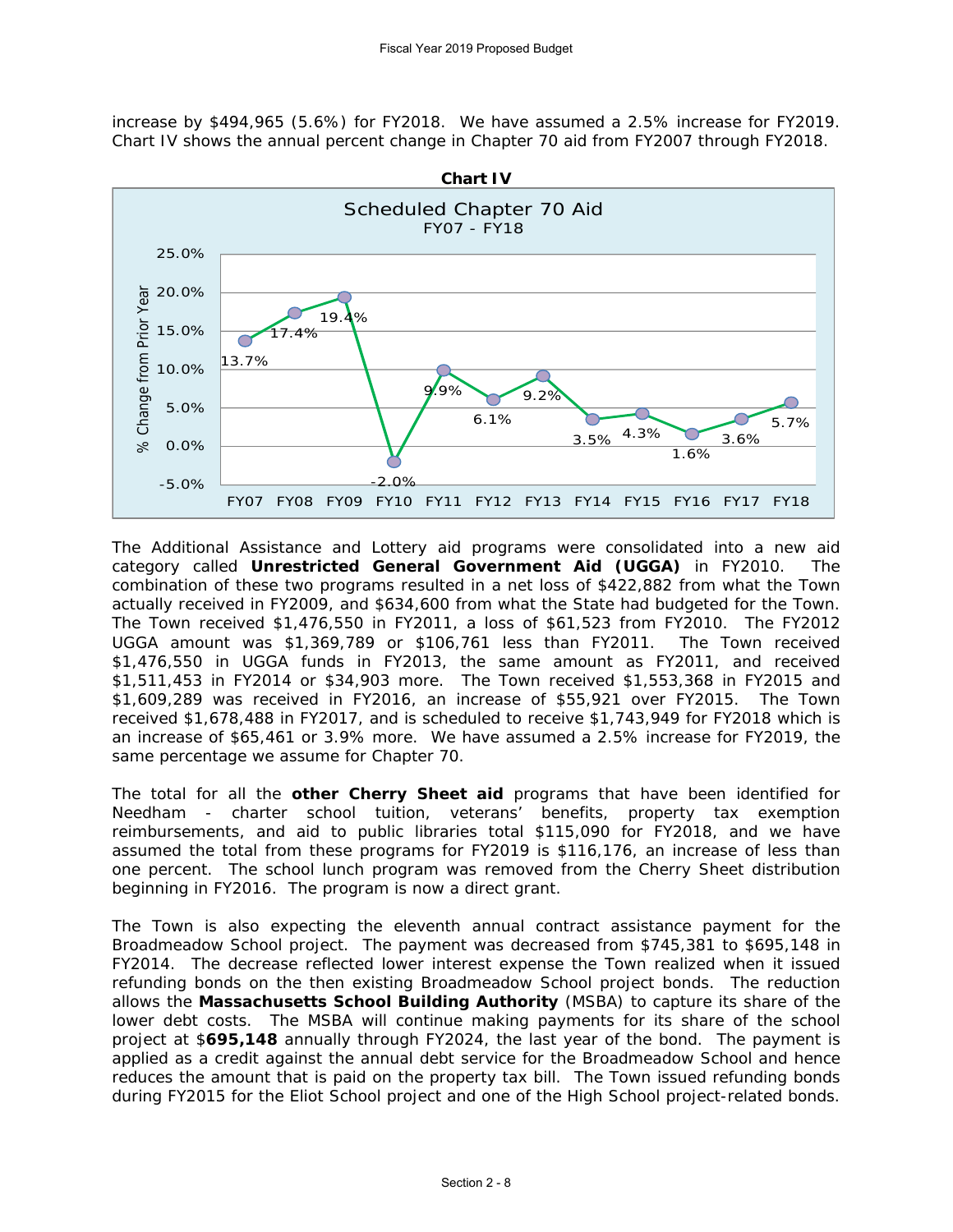increase by $494,965 (5.6%) for FY2018. We have assumed a 2.5% increase for FY2019. Chart IV shows the annual percent change in Chapter 70 aid from FY2007 through FY2018.

**Chart IV**

Scheduled Chapter 70 Aid
FY07 - FY18

| Fiscal Year | % Change from Prior Year |
|---|---|
| FY07 | 13.7% |
| FY08 | 17.4% |
| FY09 | 19.4% |
| FY10 | -2.0% |
| FY11 | 9.9% |
| FY12 | 6.1% |
| FY13 | 9.2% |
| FY14 | 3.5% |
| FY15 | 4.3% |
| FY16 | 1.6% |
| FY17 | 3.6% |
| FY18 | 5.7% |

The Additional Assistance and Lottery aid programs were consolidated into a new aid category called **Unrestricted General Government Aid (UGGA)** in FY2010. The combination of these two programs resulted in a net loss of $422,882 from what the Town actually received in FY2009, and $634,600 from what the State had budgeted for the Town. The Town received $1,476,550 in FY2011, a loss of $61,523 from FY2010. The FY2012 UGGA amount was $1,369,789 or $106,761 less than FY2011. The Town received $1,476,550 in UGGA funds in FY2013, the same amount as FY2011, and received $1,511,453 in FY2014 or $34,903 more. The Town received $1,553,368 in FY2015 and $1,609,289 was received in FY2016, an increase of $55,921 over FY2015. The Town received $1,678,488 in FY2017, and is scheduled to receive $1,743,949 for FY2018 which is an increase of $65,461 or 3.9% more. We have assumed a 2.5% increase for FY2019, the same percentage we assume for Chapter 70.

The total for all the **other Cherry Sheet aid** programs that have been identified for Needham - charter school tuition, veterans' benefits, property tax exemption reimbursements, and aid to public libraries total $115,090 for FY2018, and we have assumed the total from these programs for FY2019 is $116,176, an increase of less than one percent. The school lunch program was removed from the Cherry Sheet distribution beginning in FY2016. The program is now a direct grant.

The Town is also expecting the eleventh annual contract assistance payment for the Broadmeadow School project. The payment was decreased from $745,381 to $695,148 in FY2014. The decrease reflected lower interest expense the Town realized when it issued refunding bonds on the then existing Broadmeadow School project bonds. The reduction allows the **Massachusetts School Building Authority** (MSBA) to capture its share of the lower debt costs. The MSBA will continue making payments for its share of the school project at $**695,148** annually through FY2024, the last year of the bond. The payment is applied as a credit against the annual debt service for the Broadmeadow School and hence reduces the amount that is paid on the property tax bill. The Town issued refunding bonds during FY2015 for the Eliot School project and one of the High School project-related bonds.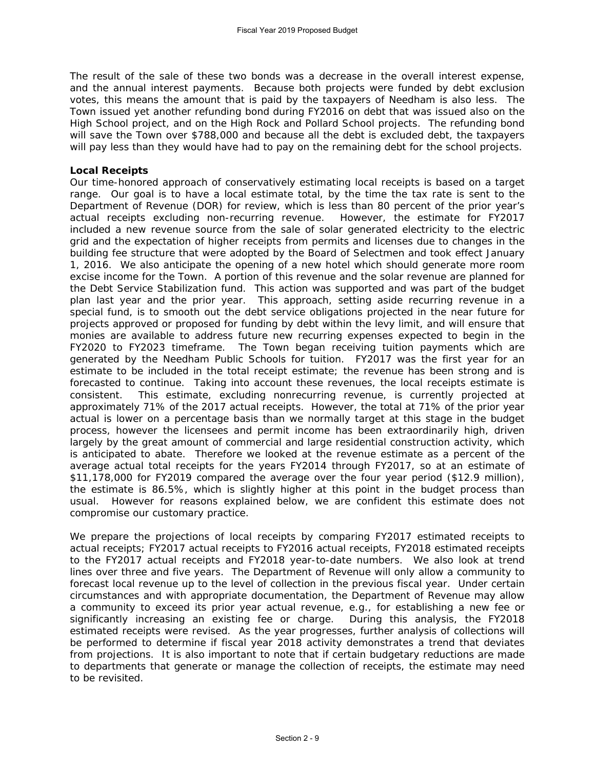The result of the sale of these two bonds was a decrease in the overall interest expense, and the annual interest payments. Because both projects were funded by debt exclusion votes, this means the amount that is paid by the taxpayers of Needham is also less. The Town issued yet another refunding bond during FY2016 on debt that was issued also on the High School project, and on the High Rock and Pollard School projects. The refunding bond will save the Town over $788,000 and because all the debt is excluded debt, the taxpayers will pay less than they would have had to pay on the remaining debt for the school projects.

**Local Receipts**

Our time-honored approach of conservatively estimating local receipts is based on a target range. Our goal is to have a local estimate total, by the time the tax rate is sent to the Department of Revenue (DOR) for review, which is less than 80 percent of the prior year's actual receipts excluding non-recurring revenue. However, the estimate for FY2017 included a new revenue source from the sale of solar generated electricity to the electric grid and the expectation of higher receipts from permits and licenses due to changes in the building fee structure that were adopted by the Board of Selectmen and took effect January 1, 2016. We also anticipate the opening of a new hotel which should generate more room excise income for the Town. A portion of this revenue and the solar revenue are planned for the Debt Service Stabilization fund. This action was supported and was part of the budget plan last year and the prior year. This approach, setting aside recurring revenue in a special fund, is to smooth out the debt service obligations projected in the near future for projects approved or proposed for funding by debt within the levy limit, and will ensure that monies are available to address future new recurring expenses expected to begin in the FY2020 to FY2023 timeframe. The Town began receiving tuition payments which are generated by the Needham Public Schools for tuition. FY2017 was the first year for an estimate to be included in the total receipt estimate; the revenue has been strong and is forecasted to continue. Taking into account these revenues, the local receipts estimate is consistent. This estimate, excluding nonrecurring revenue, is currently projected at approximately 71% of the 2017 actual receipts. However, the total at 71% of the prior year actual is lower on a percentage basis than we normally target at this stage in the budget process, however the licensees and permit income has been extraordinarily high, driven largely by the great amount of commercial and large residential construction activity, which is anticipated to abate. Therefore we looked at the revenue estimate as a percent of the average actual total receipts for the years FY2014 through FY2017, so at an estimate of $11,178,000 for FY2019 compared the average over the four year period ($12.9 million), the estimate is 86.5%, which is slightly higher at this point in the budget process than usual. However for reasons explained below, we are confident this estimate does not compromise our customary practice.

We prepare the projections of local receipts by comparing FY2017 estimated receipts to actual receipts; FY2017 actual receipts to FY2016 actual receipts, FY2018 estimated receipts to the FY2017 actual receipts and FY2018 year-to-date numbers. We also look at trend lines over three and five years. The Department of Revenue will only allow a community to forecast local revenue up to the level of collection in the previous fiscal year. Under certain circumstances and with appropriate documentation, the Department of Revenue may allow a community to exceed its prior year actual revenue, e.g., for establishing a new fee or significantly increasing an existing fee or charge. During this analysis, the FY2018 estimated receipts were revised. As the year progresses, further analysis of collections will be performed to determine if fiscal year 2018 activity demonstrates a trend that deviates from projections. It is also important to note that if certain budgetary reductions are made to departments that generate or manage the collection of receipts, the estimate may need to be revisited.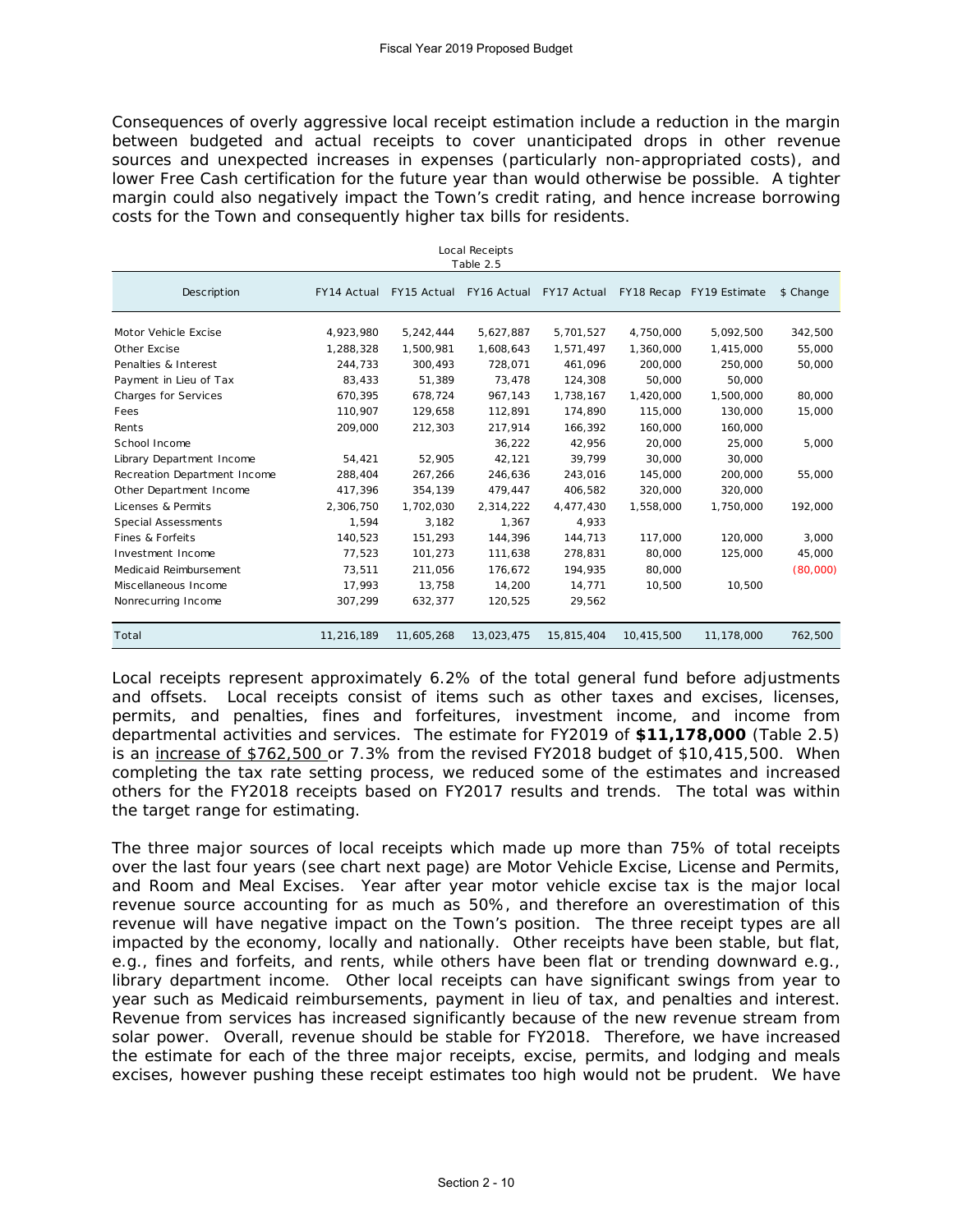Consequences of overly aggressive local receipt estimation include a reduction in the margin between budgeted and actual receipts to cover unanticipated drops in other revenue sources and unexpected increases in expenses (particularly non-appropriated costs), and lower Free Cash certification for the future year than would otherwise be possible. A tighter margin could also negatively impact the Town's credit rating, and hence increase borrowing costs for the Town and consequently higher tax bills for residents.

Local Receipts
Table 2.5

| Description | FY14 Actual | FY15 Actual | FY16 Actual | FY17 Actual | FY18 Recap | FY19 Estimate | $ Change |
|---|---|---|---|---|---|---|---|
| Motor Vehicle Excise | 4,923,980 | 5,242,444 | 5,627,887 | 5,701,527 | 4,750,000 | 5,092,500 | 342,500 |
| Other Excise | 1,288,328 | 1,500,981 | 1,608,643 | 1,571,497 | 1,360,000 | 1,415,000 | 55,000 |
| Penalties & Interest | 244,733 | 300,493 | 728,071 | 461,096 | 200,000 | 250,000 | 50,000 |
| Payment in Lieu of Tax | 83,433 | 51,389 | 73,478 | 124,308 | 50,000 | 50,000 | |
| Charges for Services | 670,395 | 678,724 | 967,143 | 1,738,167 | 1,420,000 | 1,500,000 | 80,000 |
| Fees | 110,907 | 129,658 | 112,891 | 174,890 | 115,000 | 130,000 | 15,000 |
| Rents | 209,000 | 212,303 | 217,914 | 166,392 | 160,000 | 160,000 | |
| School Income | | | 36,222 | 42,956 | 20,000 | 25,000 | 5,000 |
| Library Department Income | 54,421 | 52,905 | 42,121 | 39,799 | 30,000 | 30,000 | |
| Recreation Department Income | 288,404 | 267,266 | 246,636 | 243,016 | 145,000 | 200,000 | 55,000 |
| Other Department Income | 417,396 | 354,139 | 479,447 | 406,582 | 320,000 | 320,000 | |
| Licenses & Permits | 2,306,750 | 1,702,030 | 2,314,222 | 4,477,430 | 1,558,000 | 1,750,000 | 192,000 |
| Special Assessments | 1,594 | 3,182 | 1,367 | 4,933 | | | |
| Fines & Forfeits | 140,523 | 151,293 | 144,396 | 144,713 | 117,000 | 120,000 | 3,000 |
| Investment Income | 77,523 | 101,273 | 111,638 | 278,831 | 80,000 | 125,000 | 45,000 |
| Medicaid Reimbursement | 73,511 | 211,056 | 176,672 | 194,935 | 80,000 | | (80,000) |
| Miscellaneous Income | 17,993 | 13,758 | 14,200 | 14,771 | 10,500 | 10,500 | |
| Nonrecurring Income | 307,299 | 632,377 | 120,525 | 29,562 | | | |
| Total | 11,216,189 | 11,605,268 | 13,023,475 | 15,815,404 | 10,415,500 | 11,178,000 | 762,500 |

Local receipts represent approximately 6.2% of the total general fund before adjustments and offsets. Local receipts consist of items such as other taxes and excises, licenses, permits, and penalties, fines and forfeitures, investment income, and income from departmental activities and services. The estimate for FY2019 of **$11,178,000** (Table 2.5) is an increase of $762,500 or 7.3% from the revised FY2018 budget of $10,415,500. When completing the tax rate setting process, we reduced some of the estimates and increased others for the FY2018 receipts based on FY2017 results and trends. The total was within the target range for estimating.

The three major sources of local receipts which made up more than 75% of total receipts over the last four years (see chart next page) are Motor Vehicle Excise, License and Permits, and Room and Meal Excises. Year after year motor vehicle excise tax is the major local revenue source accounting for as much as 50%, and therefore an overestimation of this revenue will have negative impact on the Town's position. The three receipt types are all impacted by the economy, locally and nationally. Other receipts have been stable, but flat, e.g., fines and forfeits, and rents, while others have been flat or trending downward e.g., library department income. Other local receipts can have significant swings from year to year such as Medicaid reimbursements, payment in lieu of tax, and penalties and interest. Revenue from services has increased significantly because of the new revenue stream from solar power. Overall, revenue should be stable for FY2018. Therefore, we have increased the estimate for each of the three major receipts, excise, permits, and lodging and meals excises, however pushing these receipt estimates too high would not be prudent. We have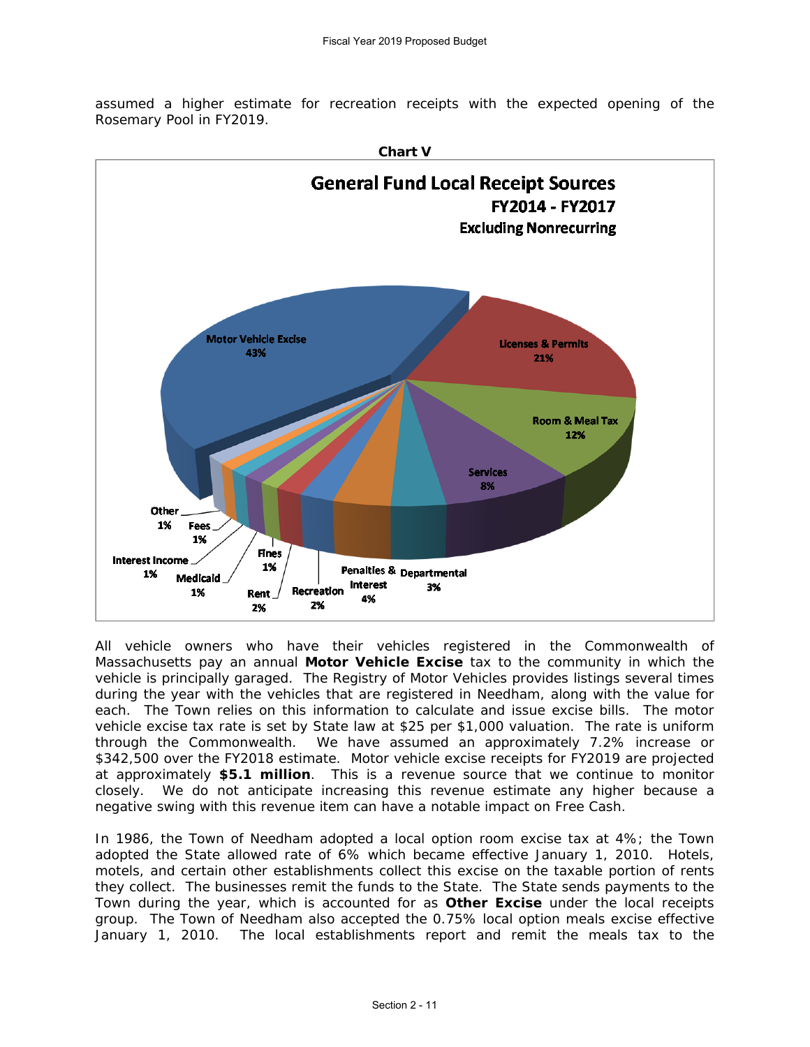assumed a higher estimate for recreation receipts with the expected opening of the Rosemary Pool in FY2019.

**Chart V**

**General Fund Local Receipt Sources**
**FY2014 - FY2017**
**Excluding Nonrecurring**

| Source | Share |
|---|---|
| Motor Vehicle Excise | 43% |
| Licenses & Permits | 21% |
| Room & Meal Tax | 12% |
| Services | 8% |
| Departmental | 3% |
| Penalties & Interest | 4% |
| Recreation | 2% |
| Rent | 2% |
| Fines | 1% |
| Medicaid | 1% |
| Interest Income | 1% |
| Fees | 1% |
| Other | 1% |

All vehicle owners who have their vehicles registered in the Commonwealth of Massachusetts pay an annual **Motor Vehicle Excise** tax to the community in which the vehicle is principally garaged. The Registry of Motor Vehicles provides listings several times during the year with the vehicles that are registered in Needham, along with the value for each. The Town relies on this information to calculate and issue excise bills. The motor vehicle excise tax rate is set by State law at $25 per $1,000 valuation. The rate is uniform through the Commonwealth. We have assumed an approximately 7.2% increase or $342,500 over the FY2018 estimate. Motor vehicle excise receipts for FY2019 are projected at approximately **$5.1 million**. This is a revenue source that we continue to monitor closely. We do not anticipate increasing this revenue estimate any higher because a negative swing with this revenue item can have a notable impact on Free Cash.

In 1986, the Town of Needham adopted a local option room excise tax at 4%; the Town adopted the State allowed rate of 6% which became effective January 1, 2010. Hotels, motels, and certain other establishments collect this excise on the taxable portion of rents they collect. The businesses remit the funds to the State. The State sends payments to the Town during the year, which is accounted for as **Other Excise** under the local receipts group. The Town of Needham also accepted the 0.75% local option meals excise effective January 1, 2010. The local establishments report and remit the meals tax to the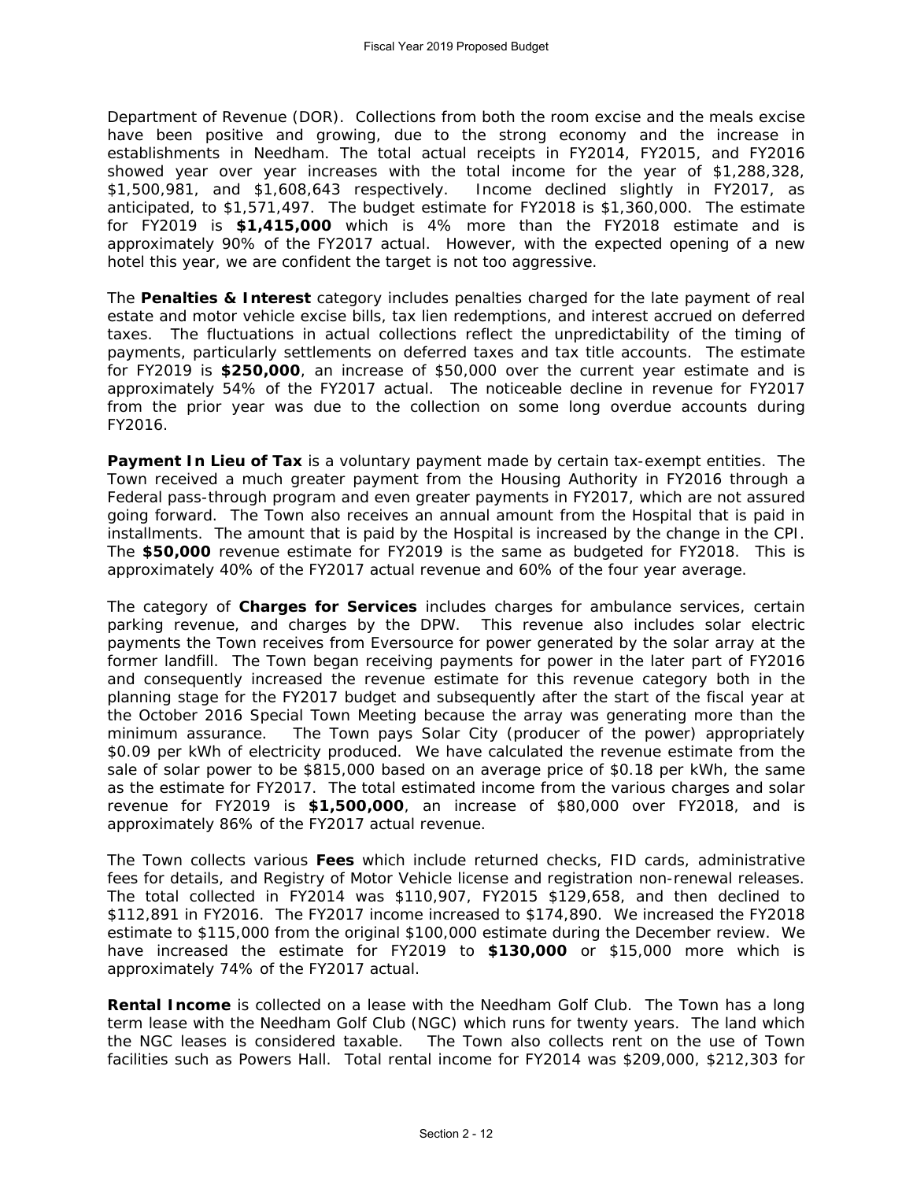Department of Revenue (DOR). Collections from both the room excise and the meals excise have been positive and growing, due to the strong economy and the increase in establishments in Needham. The total actual receipts in FY2014, FY2015, and FY2016 showed year over year increases with the total income for the year of $1,288,328, $1,500,981, and $1,608,643 respectively. Income declined slightly in FY2017, as anticipated, to $1,571,497. The budget estimate for FY2018 is $1,360,000. The estimate for FY2019 is **$1,415,000** which is 4% more than the FY2018 estimate and is approximately 90% of the FY2017 actual. However, with the expected opening of a new hotel this year, we are confident the target is not too aggressive.

The **Penalties & Interest** category includes penalties charged for the late payment of real estate and motor vehicle excise bills, tax lien redemptions, and interest accrued on deferred taxes. The fluctuations in actual collections reflect the unpredictability of the timing of payments, particularly settlements on deferred taxes and tax title accounts. The estimate for FY2019 is **$250,000**, an increase of $50,000 over the current year estimate and is approximately 54% of the FY2017 actual. The noticeable decline in revenue for FY2017 from the prior year was due to the collection on some long overdue accounts during FY2016.

**Payment In Lieu of Tax** is a voluntary payment made by certain tax-exempt entities. The Town received a much greater payment from the Housing Authority in FY2016 through a Federal pass-through program and even greater payments in FY2017, which are not assured going forward. The Town also receives an annual amount from the Hospital that is paid in installments. The amount that is paid by the Hospital is increased by the change in the CPI. The **$50,000** revenue estimate for FY2019 is the same as budgeted for FY2018. This is approximately 40% of the FY2017 actual revenue and 60% of the four year average.

The category of **Charges for Services** includes charges for ambulance services, certain parking revenue, and charges by the DPW. This revenue also includes solar electric payments the Town receives from Eversource for power generated by the solar array at the former landfill. The Town began receiving payments for power in the later part of FY2016 and consequently increased the revenue estimate for this revenue category both in the planning stage for the FY2017 budget and subsequently after the start of the fiscal year at the October 2016 Special Town Meeting because the array was generating more than the minimum assurance. The Town pays Solar City (producer of the power) appropriately $0.09 per kWh of electricity produced. We have calculated the revenue estimate from the sale of solar power to be $815,000 based on an average price of $0.18 per kWh, the same as the estimate for FY2017. The total estimated income from the various charges and solar revenue for FY2019 is **$1,500,000**, an increase of $80,000 over FY2018, and is approximately 86% of the FY2017 actual revenue.

The Town collects various **Fees** which include returned checks, FID cards, administrative fees for details, and Registry of Motor Vehicle license and registration non-renewal releases. The total collected in FY2014 was $110,907, FY2015 $129,658, and then declined to $112,891 in FY2016. The FY2017 income increased to $174,890. We increased the FY2018 estimate to $115,000 from the original $100,000 estimate during the December review. We have increased the estimate for FY2019 to **$130,000** or $15,000 more which is approximately 74% of the FY2017 actual.

**Rental Income** is collected on a lease with the Needham Golf Club. The Town has a long term lease with the Needham Golf Club (NGC) which runs for twenty years. The land which the NGC leases is considered taxable. The Town also collects rent on the use of Town facilities such as Powers Hall. Total rental income for FY2014 was $209,000, $212,303 for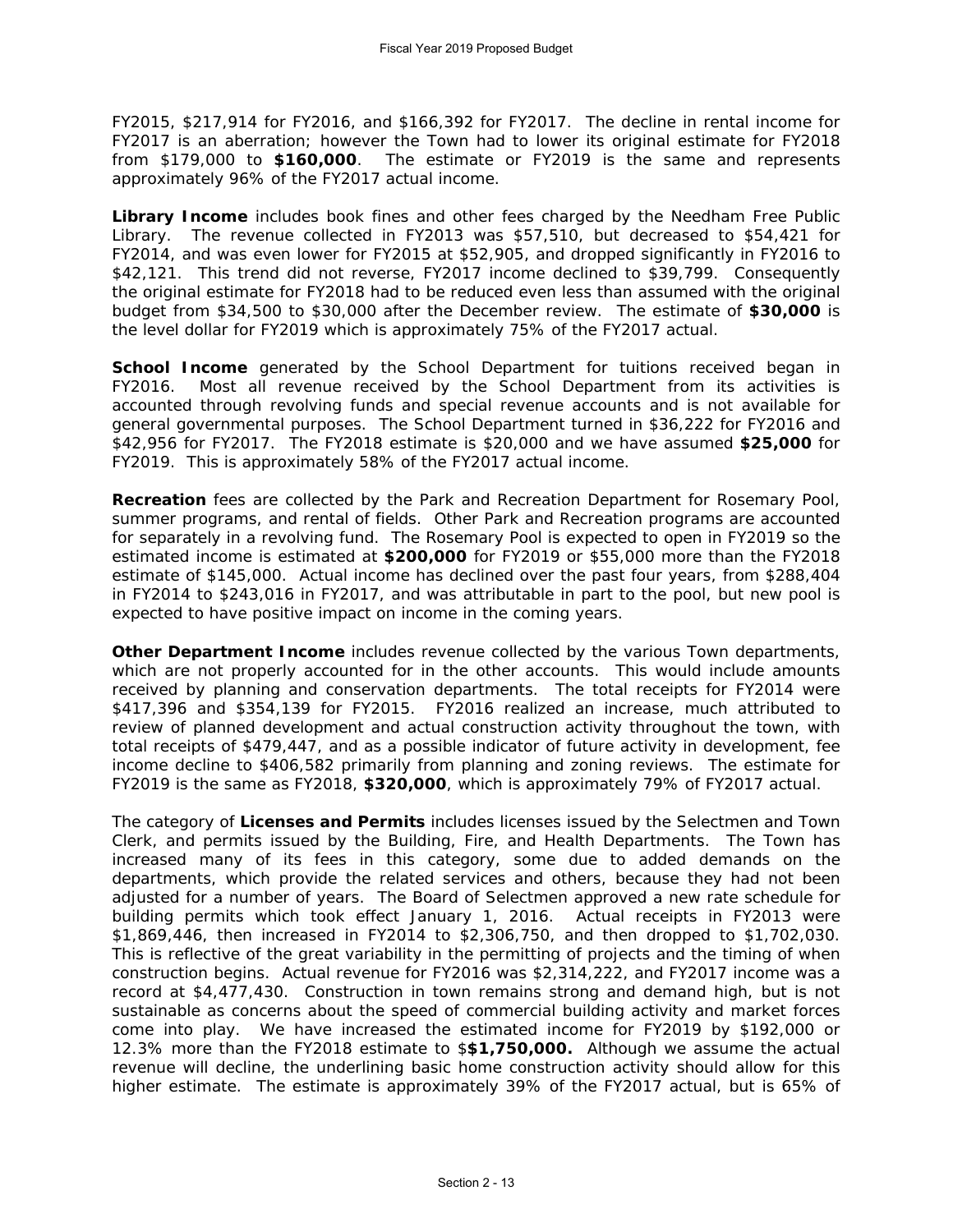FY2015, $217,914 for FY2016, and $166,392 for FY2017. The decline in rental income for FY2017 is an aberration; however the Town had to lower its original estimate for FY2018 from $179,000 to **$160,000**. The estimate or FY2019 is the same and represents approximately 96% of the FY2017 actual income.

**Library Income** includes book fines and other fees charged by the Needham Free Public Library. The revenue collected in FY2013 was $57,510, but decreased to $54,421 for FY2014, and was even lower for FY2015 at $52,905, and dropped significantly in FY2016 to $42,121. This trend did not reverse, FY2017 income declined to $39,799. Consequently the original estimate for FY2018 had to be reduced even less than assumed with the original budget from $34,500 to $30,000 after the December review. The estimate of **$30,000** is the level dollar for FY2019 which is approximately 75% of the FY2017 actual.

**School Income** generated by the School Department for tuitions received began in FY2016. Most all revenue received by the School Department from its activities is accounted through revolving funds and special revenue accounts and is not available for general governmental purposes. The School Department turned in $36,222 for FY2016 and $42,956 for FY2017. The FY2018 estimate is $20,000 and we have assumed **$25,000** for FY2019. This is approximately 58% of the FY2017 actual income.

**Recreation** fees are collected by the Park and Recreation Department for Rosemary Pool, summer programs, and rental of fields. Other Park and Recreation programs are accounted for separately in a revolving fund. The Rosemary Pool is expected to open in FY2019 so the estimated income is estimated at **$200,000** for FY2019 or $55,000 more than the FY2018 estimate of $145,000. Actual income has declined over the past four years, from $288,404 in FY2014 to $243,016 in FY2017, and was attributable in part to the pool, but new pool is expected to have positive impact on income in the coming years.

**Other Department Income** includes revenue collected by the various Town departments, which are not properly accounted for in the other accounts. This would include amounts received by planning and conservation departments. The total receipts for FY2014 were $417,396 and $354,139 for FY2015. FY2016 realized an increase, much attributed to review of planned development and actual construction activity throughout the town, with total receipts of $479,447, and as a possible indicator of future activity in development, fee income decline to $406,582 primarily from planning and zoning reviews. The estimate for FY2019 is the same as FY2018, **$320,000**, which is approximately 79% of FY2017 actual.

The category of **Licenses and Permits** includes licenses issued by the Selectmen and Town Clerk, and permits issued by the Building, Fire, and Health Departments. The Town has increased many of its fees in this category, some due to added demands on the departments, which provide the related services and others, because they had not been adjusted for a number of years. The Board of Selectmen approved a new rate schedule for building permits which took effect January 1, 2016. Actual receipts in FY2013 were $1,869,446, then increased in FY2014 to $2,306,750, and then dropped to $1,702,030. This is reflective of the great variability in the permitting of projects and the timing of when construction begins. Actual revenue for FY2016 was $2,314,222, and FY2017 income was a record at $4,477,430. Construction in town remains strong and demand high, but is not sustainable as concerns about the speed of commercial building activity and market forces come into play. We have increased the estimated income for FY2019 by $192,000 or 12.3% more than the FY2018 estimate to $**$1,750,000.** Although we assume the actual revenue will decline, the underlining basic home construction activity should allow for this higher estimate. The estimate is approximately 39% of the FY2017 actual, but is 65% of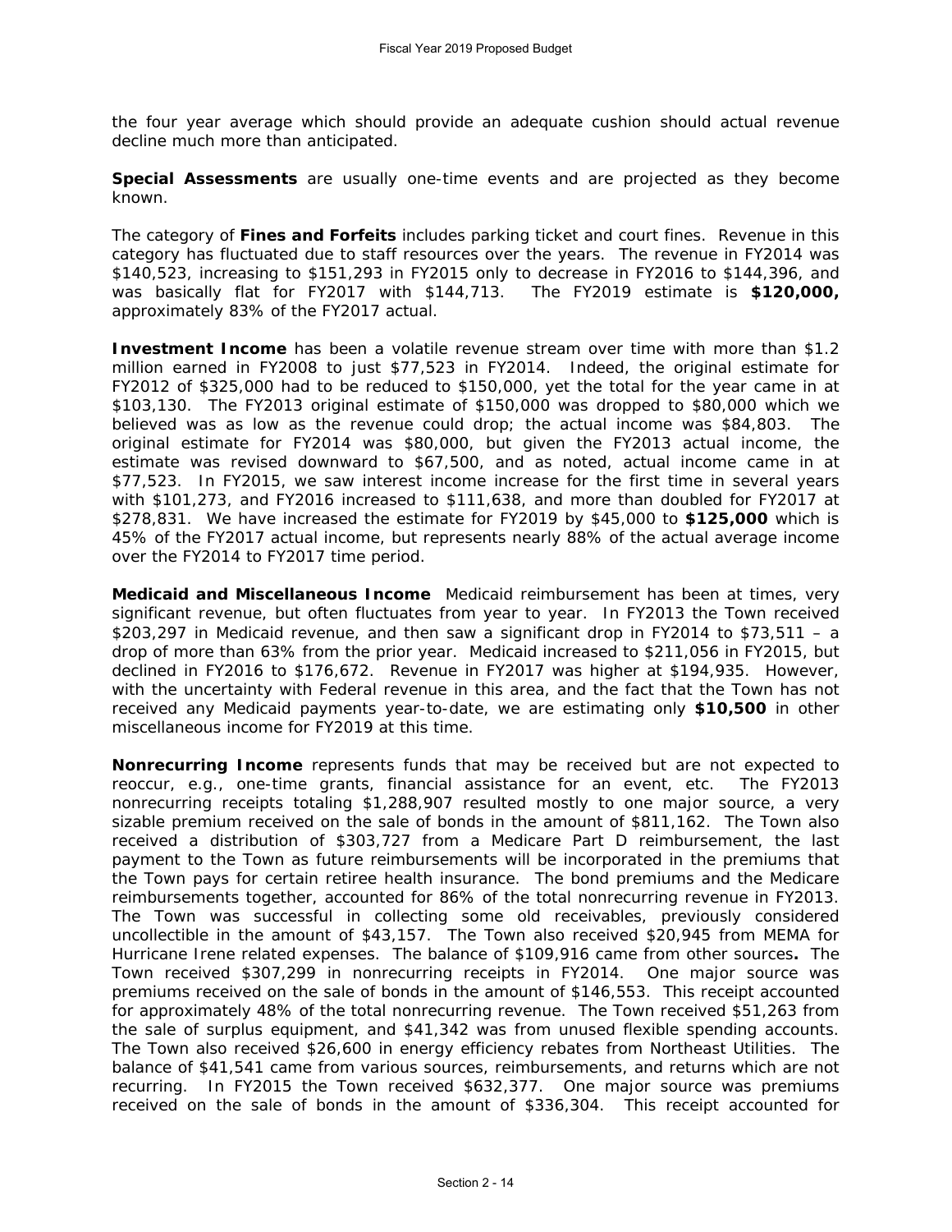the four year average which should provide an adequate cushion should actual revenue decline much more than anticipated.

**Special Assessments** are usually one-time events and are projected as they become known.

The category of **Fines and Forfeits** includes parking ticket and court fines. Revenue in this category has fluctuated due to staff resources over the years. The revenue in FY2014 was $140,523, increasing to $151,293 in FY2015 only to decrease in FY2016 to $144,396, and was basically flat for FY2017 with $144,713. The FY2019 estimate is **$120,000,** approximately 83% of the FY2017 actual.

**Investment Income** has been a volatile revenue stream over time with more than $1.2 million earned in FY2008 to just $77,523 in FY2014. Indeed, the original estimate for FY2012 of $325,000 had to be reduced to $150,000, yet the total for the year came in at $103,130. The FY2013 original estimate of $150,000 was dropped to $80,000 which we believed was as low as the revenue could drop; the actual income was $84,803. The original estimate for FY2014 was $80,000, but given the FY2013 actual income, the estimate was revised downward to $67,500, and as noted, actual income came in at $77,523. In FY2015, we saw interest income increase for the first time in several years with $101,273, and FY2016 increased to $111,638, and more than doubled for FY2017 at $278,831. We have increased the estimate for FY2019 by $45,000 to **$125,000** which is 45% of the FY2017 actual income, but represents nearly 88% of the actual average income over the FY2014 to FY2017 time period.

**Medicaid and Miscellaneous Income** Medicaid reimbursement has been at times, very significant revenue, but often fluctuates from year to year. In FY2013 the Town received $203,297 in Medicaid revenue, and then saw a significant drop in FY2014 to $73,511 – a drop of more than 63% from the prior year. Medicaid increased to $211,056 in FY2015, but declined in FY2016 to $176,672. Revenue in FY2017 was higher at $194,935. However, with the uncertainty with Federal revenue in this area, and the fact that the Town has not received any Medicaid payments year-to-date, we are estimating only **$10,500** in other miscellaneous income for FY2019 at this time.

**Nonrecurring Income** represents funds that may be received but are not expected to reoccur, e.g., one-time grants, financial assistance for an event, etc. The FY2013 nonrecurring receipts totaling $1,288,907 resulted mostly to one major source, a very sizable premium received on the sale of bonds in the amount of $811,162. The Town also received a distribution of $303,727 from a Medicare Part D reimbursement, the last payment to the Town as future reimbursements will be incorporated in the premiums that the Town pays for certain retiree health insurance. The bond premiums and the Medicare reimbursements together, accounted for 86% of the total nonrecurring revenue in FY2013. The Town was successful in collecting some old receivables, previously considered uncollectible in the amount of $43,157. The Town also received $20,945 from MEMA for Hurricane Irene related expenses. The balance of $109,916 came from other sources**.** The Town received $307,299 in nonrecurring receipts in FY2014. One major source was premiums received on the sale of bonds in the amount of $146,553. This receipt accounted for approximately 48% of the total nonrecurring revenue. The Town received $51,263 from the sale of surplus equipment, and $41,342 was from unused flexible spending accounts. The Town also received $26,600 in energy efficiency rebates from Northeast Utilities. The balance of $41,541 came from various sources, reimbursements, and returns which are not recurring. In FY2015 the Town received $632,377. One major source was premiums received on the sale of bonds in the amount of $336,304. This receipt accounted for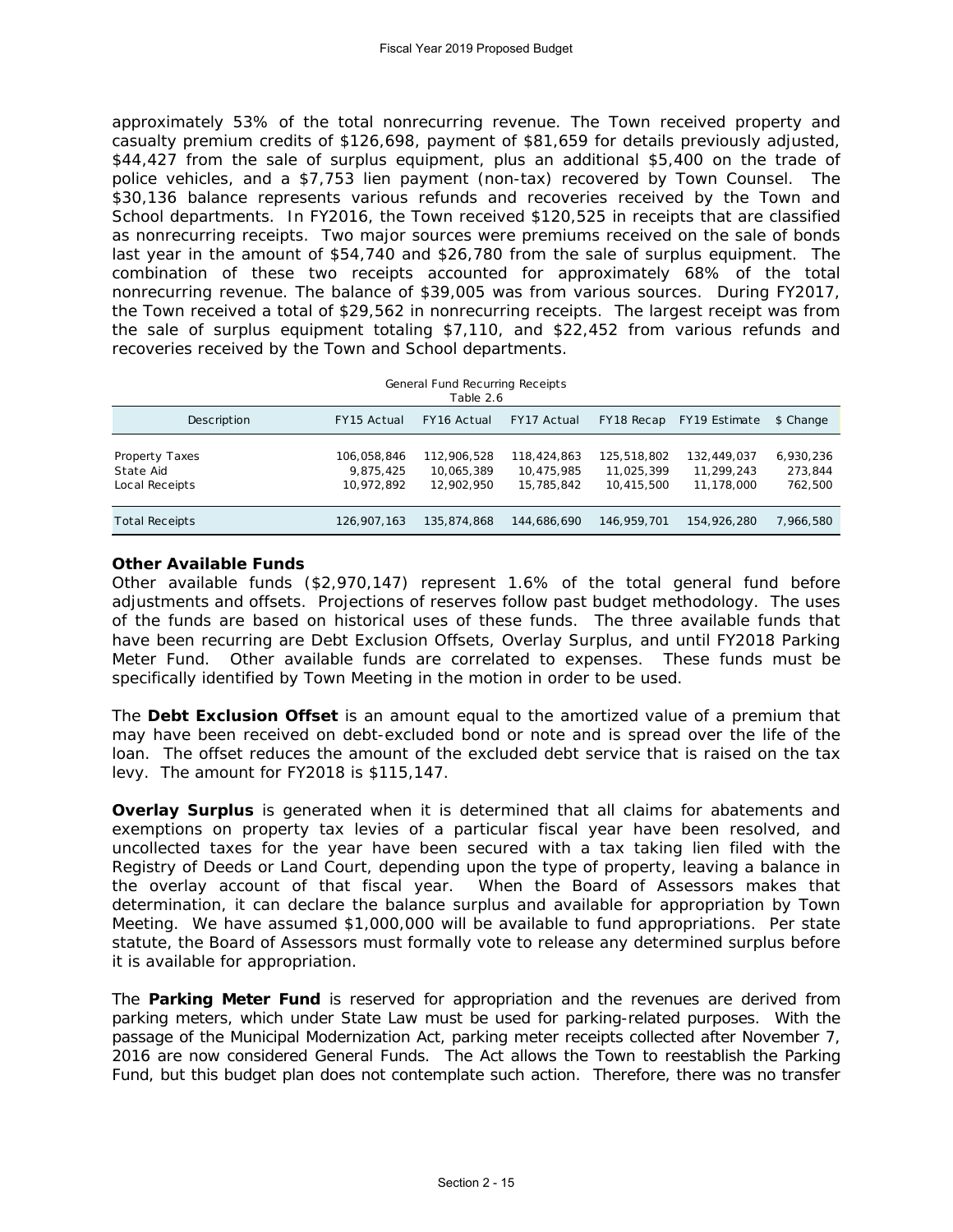approximately 53% of the total nonrecurring revenue. The Town received property and casualty premium credits of $126,698, payment of $81,659 for details previously adjusted, $44,427 from the sale of surplus equipment, plus an additional $5,400 on the trade of police vehicles, and a $7,753 lien payment (non-tax) recovered by Town Counsel. The $30,136 balance represents various refunds and recoveries received by the Town and School departments. In FY2016, the Town received $120,525 in receipts that are classified as nonrecurring receipts. Two major sources were premiums received on the sale of bonds last year in the amount of $54,740 and $26,780 from the sale of surplus equipment. The combination of these two receipts accounted for approximately 68% of the total nonrecurring revenue. The balance of $39,005 was from various sources. During FY2017, the Town received a total of $29,562 in nonrecurring receipts. The largest receipt was from the sale of surplus equipment totaling $7,110, and $22,452 from various refunds and recoveries received by the Town and School departments.

General Fund Recurring Receipts
Table 2.6

| Description | FY15 Actual | FY16 Actual | FY17 Actual | FY18 Recap | FY19 Estimate | $ Change |
|---|---|---|---|---|---|---|
| Property Taxes | 106,058,846 | 112,906,528 | 118,424,863 | 125,518,802 | 132,449,037 | 6,930,236 |
| State Aid | 9,875,425 | 10,065,389 | 10,475,985 | 11,025,399 | 11,299,243 | 273,844 |
| Local Receipts | 10,972,892 | 12,902,950 | 15,785,842 | 10,415,500 | 11,178,000 | 762,500 |
| Total Receipts | 126,907,163 | 135,874,868 | 144,686,690 | 146,959,701 | 154,926,280 | 7,966,580 |

**Other Available Funds**

Other available funds ($2,970,147) represent 1.6% of the total general fund before adjustments and offsets. Projections of reserves follow past budget methodology. The uses of the funds are based on historical uses of these funds. The three available funds that have been recurring are Debt Exclusion Offsets, Overlay Surplus, and until FY2018 Parking Meter Fund. Other available funds are correlated to expenses. These funds must be specifically identified by Town Meeting in the motion in order to be used.

The **Debt Exclusion Offset** is an amount equal to the amortized value of a premium that may have been received on debt-excluded bond or note and is spread over the life of the loan. The offset reduces the amount of the excluded debt service that is raised on the tax levy. The amount for FY2018 is $115,147.

**Overlay Surplus** is generated when it is determined that all claims for abatements and exemptions on property tax levies of a particular fiscal year have been resolved, and uncollected taxes for the year have been secured with a tax taking lien filed with the Registry of Deeds or Land Court, depending upon the type of property, leaving a balance in the overlay account of that fiscal year. When the Board of Assessors makes that determination, it can declare the balance surplus and available for appropriation by Town Meeting. We have assumed $1,000,000 will be available to fund appropriations. Per state statute, the Board of Assessors must formally vote to release any determined surplus before it is available for appropriation.

The **Parking Meter Fund** is reserved for appropriation and the revenues are derived from parking meters, which under State Law must be used for parking-related purposes. With the passage of the Municipal Modernization Act, parking meter receipts collected after November 7, 2016 are now considered General Funds. The Act allows the Town to reestablish the Parking Fund, but this budget plan does not contemplate such action. Therefore, there was no transfer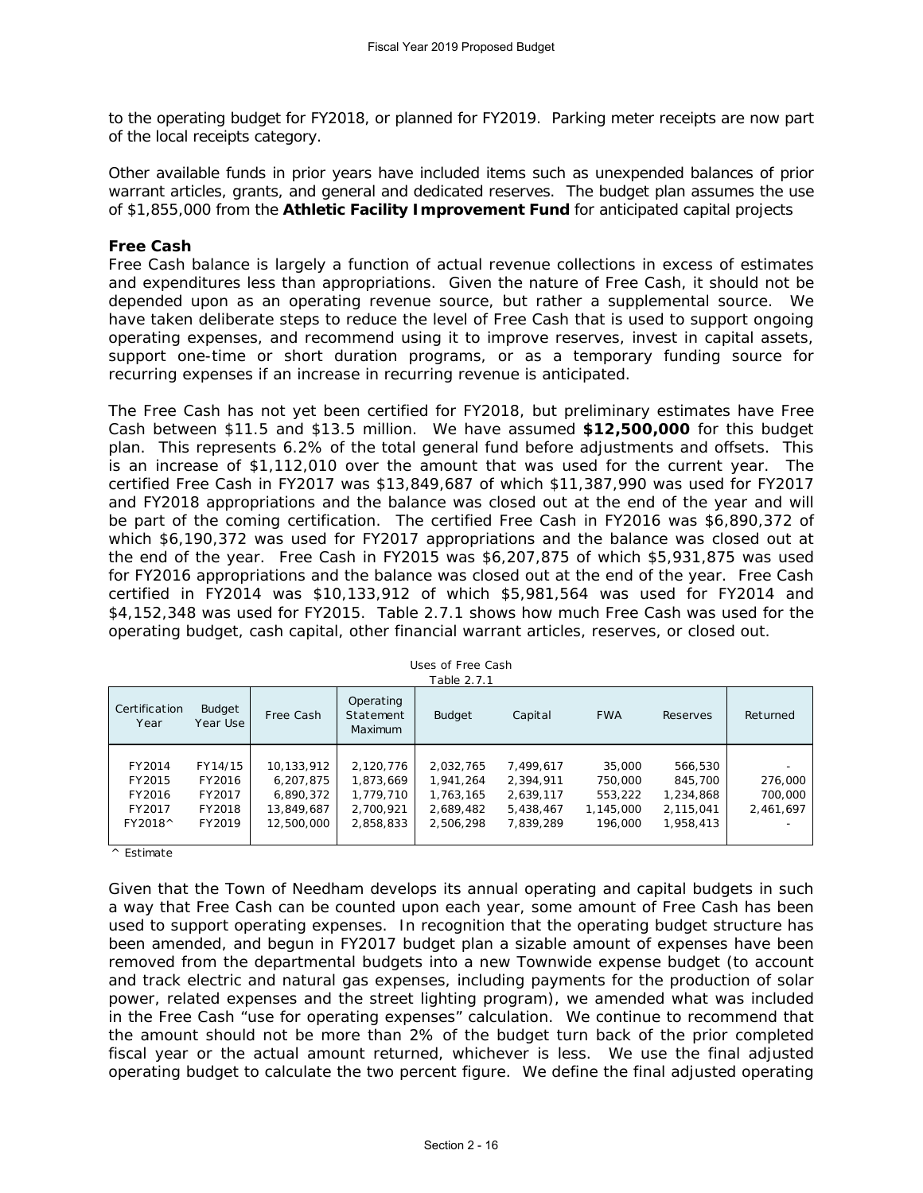to the operating budget for FY2018, or planned for FY2019. Parking meter receipts are now part of the local receipts category.

Other available funds in prior years have included items such as unexpended balances of prior warrant articles, grants, and general and dedicated reserves. The budget plan assumes the use of $1,855,000 from the **Athletic Facility Improvement Fund** for anticipated capital projects

**Free Cash**

Free Cash balance is largely a function of actual revenue collections in excess of estimates and expenditures less than appropriations. Given the nature of Free Cash, it should not be depended upon as an operating revenue source, but rather a supplemental source. We have taken deliberate steps to reduce the level of Free Cash that is used to support ongoing operating expenses, and recommend using it to improve reserves, invest in capital assets, support one-time or short duration programs, or as a temporary funding source for recurring expenses if an increase in recurring revenue is anticipated.

The Free Cash has not yet been certified for FY2018, but preliminary estimates have Free Cash between $11.5 and $13.5 million. We have assumed **$12,500,000** for this budget plan. This represents 6.2% of the total general fund before adjustments and offsets. This is an increase of $1,112,010 over the amount that was used for the current year. The certified Free Cash in FY2017 was $13,849,687 of which $11,387,990 was used for FY2017 and FY2018 appropriations and the balance was closed out at the end of the year and will be part of the coming certification. The certified Free Cash in FY2016 was $6,890,372 of which $6,190,372 was used for FY2017 appropriations and the balance was closed out at the end of the year. Free Cash in FY2015 was $6,207,875 of which $5,931,875 was used for FY2016 appropriations and the balance was closed out at the end of the year. Free Cash certified in FY2014 was $10,133,912 of which $5,981,564 was used for FY2014 and $4,152,348 was used for FY2015. Table 2.7.1 shows how much Free Cash was used for the operating budget, cash capital, other financial warrant articles, reserves, or closed out.

Uses of Free Cash
Table 2.7.1

| Certification Year | Budget Year Use | Free Cash | Operating Statement Maximum | Budget | Capital | FWA | Reserves | Returned |
|---|---|---|---|---|---|---|---|---|
| FY2014 | FY14/15 | 10,133,912 | 2,120,776 | 2,032,765 | 7,499,617 | 35,000 | 566,530 | - |
| FY2015 | FY2016 | 6,207,875 | 1,873,669 | 1,941,264 | 2,394,911 | 750,000 | 845,700 | 276,000 |
| FY2016 | FY2017 | 6,890,372 | 1,779,710 | 1,763,165 | 2,639,117 | 553,222 | 1,234,868 | 700,000 |
| FY2017 | FY2018 | 13,849,687 | 2,700,921 | 2,689,482 | 5,438,467 | 1,145,000 | 2,115,041 | 2,461,697 |
| FY2018^ | FY2019 | 12,500,000 | 2,858,833 | 2,506,298 | 7,839,289 | 196,000 | 1,958,413 | - |

^ Estimate

Given that the Town of Needham develops its annual operating and capital budgets in such a way that Free Cash can be counted upon each year, some amount of Free Cash has been used to support operating expenses. In recognition that the operating budget structure has been amended, and begun in FY2017 budget plan a sizable amount of expenses have been removed from the departmental budgets into a new Townwide expense budget (to account and track electric and natural gas expenses, including payments for the production of solar power, related expenses and the street lighting program), we amended what was included in the Free Cash "use for operating expenses" calculation. We continue to recommend that the amount should not be more than 2% of the budget turn back of the prior completed fiscal year or the actual amount returned, whichever is less. We use the final adjusted operating budget to calculate the two percent figure. We define the final adjusted operating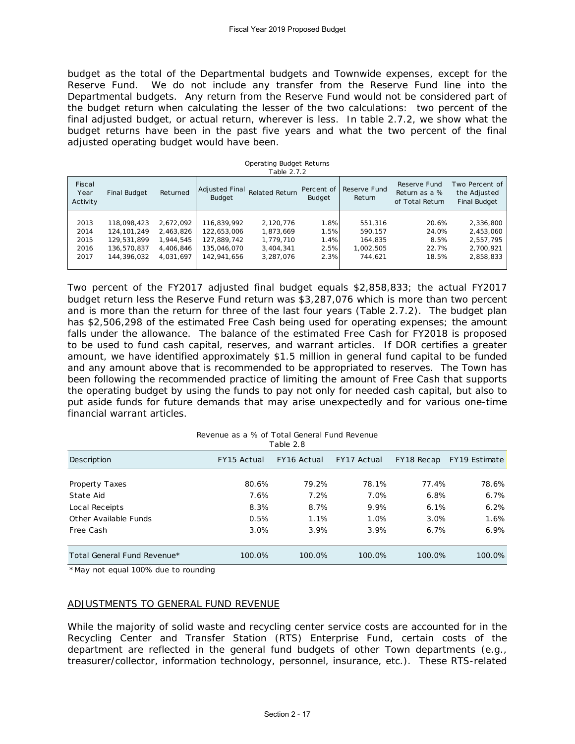budget as the total of the Departmental budgets and Townwide expenses, except for the Reserve Fund. We do not include any transfer from the Reserve Fund line into the Departmental budgets. Any return from the Reserve Fund would not be considered part of the budget return when calculating the lesser of the two calculations: two percent of the final adjusted budget, or actual return, wherever is less. In table 2.7.2, we show what the budget returns have been in the past five years and what the two percent of the final adjusted operating budget would have been.

Operating Budget Returns
Table 2.7.2

| Fiscal Year Activity | Final Budget | Returned | Adjusted Final Budget | Related Return | Percent of Budget | Reserve Fund Return | Reserve Fund Return as a % of Total Return | Two Percent of the Adjusted Final Budget |
|---|---|---|---|---|---|---|---|---|
| 2013 | 118,098,423 | 2,672,092 | 116,839,992 | 2,120,776 | 1.8% | 551,316 | 20.6% | 2,336,800 |
| 2014 | 124,101,249 | 2,463,826 | 122,653,006 | 1,873,669 | 1.5% | 590,157 | 24.0% | 2,453,060 |
| 2015 | 129,531,899 | 1,944,545 | 127,889,742 | 1,779,710 | 1.4% | 164,835 | 8.5% | 2,557,795 |
| 2016 | 136,570,837 | 4,406,846 | 135,046,070 | 3,404,341 | 2.5% | 1,002,505 | 22.7% | 2,700,921 |
| 2017 | 144,396,032 | 4,031,697 | 142,941,656 | 3,287,076 | 2.3% | 744,621 | 18.5% | 2,858,833 |

Two percent of the FY2017 adjusted final budget equals $2,858,833; the actual FY2017 budget return less the Reserve Fund return was $3,287,076 which is more than two percent and is more than the return for three of the last four years (Table 2.7.2). The budget plan has $2,506,298 of the estimated Free Cash being used for operating expenses; the amount falls under the allowance. The balance of the estimated Free Cash for FY2018 is proposed to be used to fund cash capital, reserves, and warrant articles. If DOR certifies a greater amount, we have identified approximately $1.5 million in general fund capital to be funded and any amount above that is recommended to be appropriated to reserves. The Town has been following the recommended practice of limiting the amount of Free Cash that supports the operating budget by using the funds to pay not only for needed cash capital, but also to put aside funds for future demands that may arise unexpectedly and for various one-time financial warrant articles.

Revenue as a % of Total General Fund Revenue
Table 2.8

| Description | FY15 Actual | FY16 Actual | FY17 Actual | FY18 Recap | FY19 Estimate |
|---|---|---|---|---|---|
| Property Taxes | 80.6% | 79.2% | 78.1% | 77.4% | 78.6% |
| State Aid | 7.6% | 7.2% | 7.0% | 6.8% | 6.7% |
| Local Receipts | 8.3% | 8.7% | 9.9% | 6.1% | 6.2% |
| Other Available Funds | 0.5% | 1.1% | 1.0% | 3.0% | 1.6% |
| Free Cash | 3.0% | 3.9% | 3.9% | 6.7% | 6.9% |
| Total General Fund Revenue* | 100.0% | 100.0% | 100.0% | 100.0% | 100.0% |

*May not equal 100% due to rounding

## ADJUSTMENTS TO GENERAL FUND REVENUE

While the majority of solid waste and recycling center service costs are accounted for in the Recycling Center and Transfer Station (RTS) Enterprise Fund, certain costs of the department are reflected in the general fund budgets of other Town departments (e.g., treasurer/collector, information technology, personnel, insurance, etc.). These RTS-related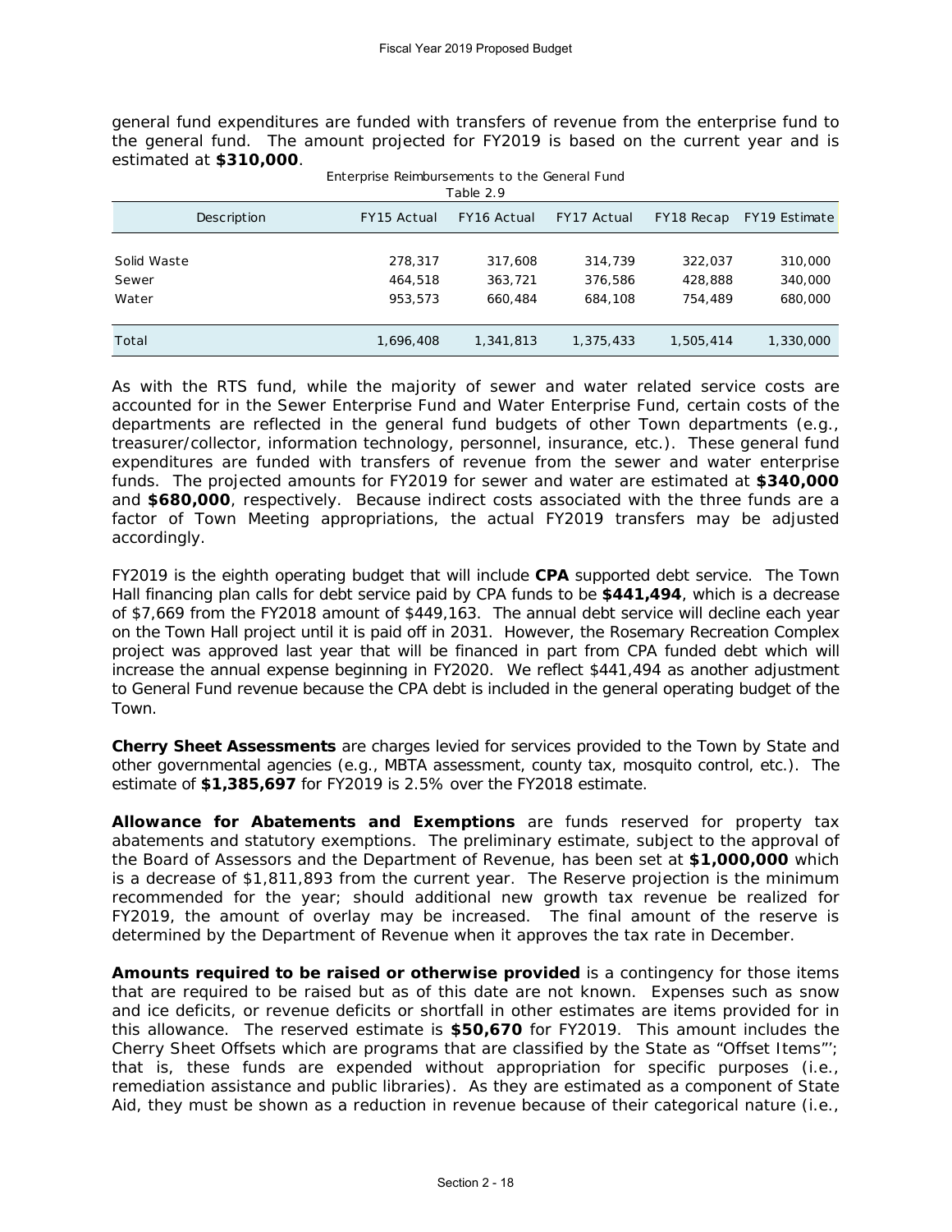general fund expenditures are funded with transfers of revenue from the enterprise fund to the general fund. The amount projected for FY2019 is based on the current year and is estimated at **$310,000**.

*Enterprise Reimbursements to the General Fund*
*Table 2.9*

| Description | FY15 Actual | FY16 Actual | FY17 Actual | FY18 Recap | FY19 Estimate |
|---|---|---|---|---|---|
| Solid Waste | 278,317 | 317,608 | 314,739 | 322,037 | 310,000 |
| Sewer | 464,518 | 363,721 | 376,586 | 428,888 | 340,000 |
| Water | 953,573 | 660,484 | 684,108 | 754,489 | 680,000 |
| Total | 1,696,408 | 1,341,813 | 1,375,433 | 1,505,414 | 1,330,000 |

As with the RTS fund, while the majority of sewer and water related service costs are accounted for in the Sewer Enterprise Fund and Water Enterprise Fund, certain costs of the departments are reflected in the general fund budgets of other Town departments (e.g., treasurer/collector, information technology, personnel, insurance, etc.). These general fund expenditures are funded with transfers of revenue from the sewer and water enterprise funds. The projected amounts for FY2019 for sewer and water are estimated at **$340,000** and **$680,000**, respectively. Because indirect costs associated with the three funds are a factor of Town Meeting appropriations, the actual FY2019 transfers may be adjusted accordingly.

FY2019 is the eighth operating budget that will include **CPA** supported debt service. The Town Hall financing plan calls for debt service paid by CPA funds to be **$441,494**, which is a decrease of $7,669 from the FY2018 amount of $449,163. The annual debt service will decline each year on the Town Hall project until it is paid off in 2031. However, the Rosemary Recreation Complex project was approved last year that will be financed in part from CPA funded debt which will increase the annual expense beginning in FY2020. We reflect $441,494 as another adjustment to General Fund revenue because the CPA debt is included in the general operating budget of the Town.

**Cherry Sheet Assessments** are charges levied for services provided to the Town by State and other governmental agencies (e.g., MBTA assessment, county tax, mosquito control, etc.). The estimate of **$1,385,697** for FY2019 is 2.5% over the FY2018 estimate.

**Allowance for Abatements and Exemptions** are funds reserved for property tax abatements and statutory exemptions. The preliminary estimate, subject to the approval of the Board of Assessors and the Department of Revenue, has been set at **$1,000,000** which is a decrease of $1,811,893 from the current year. The Reserve projection is the minimum recommended for the year; should additional new growth tax revenue be realized for FY2019, the amount of overlay may be increased. The final amount of the reserve is determined by the Department of Revenue when it approves the tax rate in December.

**Amounts required to be raised or otherwise provided** is a contingency for those items that are required to be raised but as of this date are not known. Expenses such as snow and ice deficits, or revenue deficits or shortfall in other estimates are items provided for in this allowance. The reserved estimate is **$50,670** for FY2019. This amount includes the Cherry Sheet Offsets which are programs that are classified by the State as "Offset Items"'; that is, these funds are expended without appropriation for specific purposes (i.e., remediation assistance and public libraries). As they are estimated as a component of State Aid, they must be shown as a reduction in revenue because of their categorical nature (i.e.,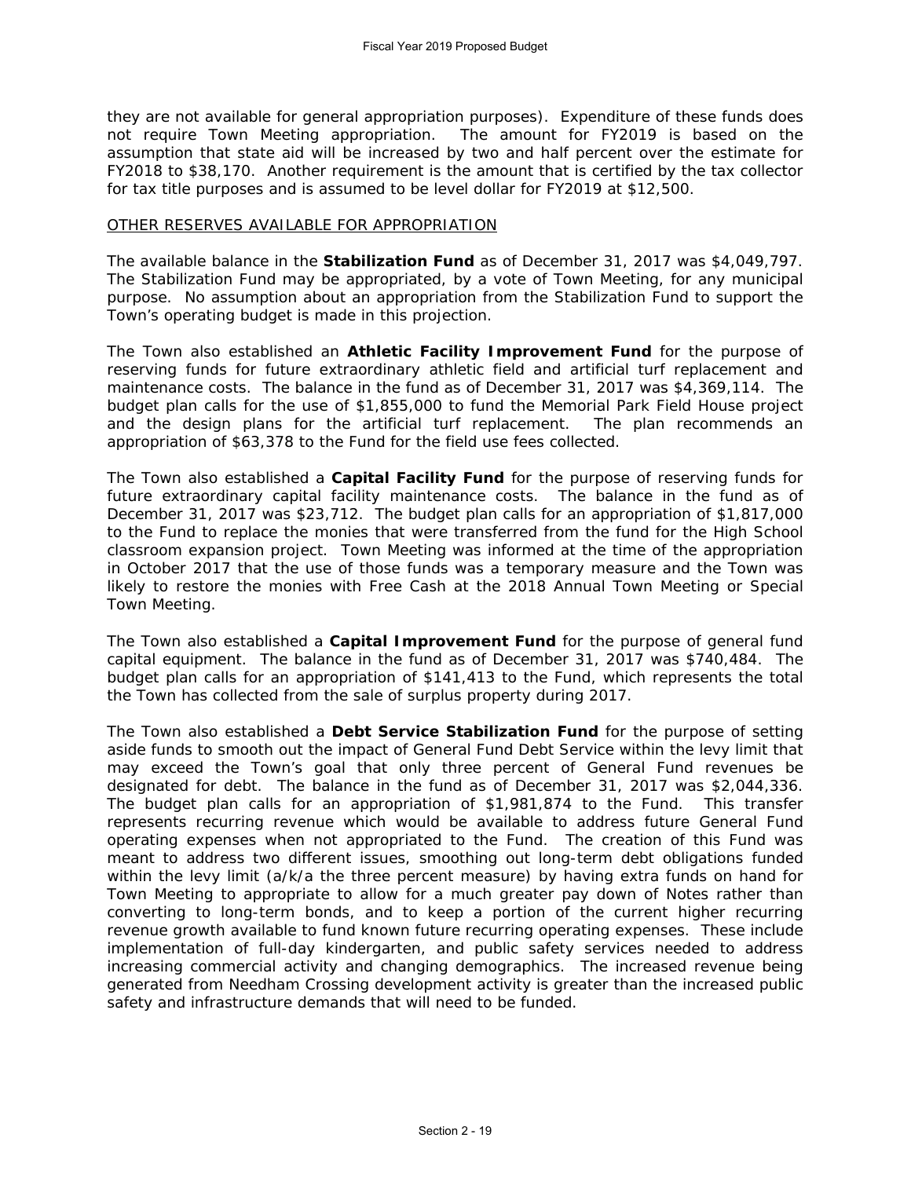they are not available for general appropriation purposes). Expenditure of these funds does not require Town Meeting appropriation. The amount for FY2019 is based on the assumption that state aid will be increased by two and half percent over the estimate for FY2018 to $38,170. Another requirement is the amount that is certified by the tax collector for tax title purposes and is assumed to be level dollar for FY2019 at $12,500.

OTHER RESERVES AVAILABLE FOR APPROPRIATION

The available balance in the **Stabilization Fund** as of December 31, 2017 was $4,049,797. The Stabilization Fund may be appropriated, by a vote of Town Meeting, for any municipal purpose. No assumption about an appropriation from the Stabilization Fund to support the Town's operating budget is made in this projection.

The Town also established an **Athletic Facility Improvement Fund** for the purpose of reserving funds for future extraordinary athletic field and artificial turf replacement and maintenance costs. The balance in the fund as of December 31, 2017 was $4,369,114. The budget plan calls for the use of $1,855,000 to fund the Memorial Park Field House project and the design plans for the artificial turf replacement. The plan recommends an appropriation of $63,378 to the Fund for the field use fees collected.

The Town also established a **Capital Facility Fund** for the purpose of reserving funds for future extraordinary capital facility maintenance costs. The balance in the fund as of December 31, 2017 was $23,712. The budget plan calls for an appropriation of $1,817,000 to the Fund to replace the monies that were transferred from the fund for the High School classroom expansion project. Town Meeting was informed at the time of the appropriation in October 2017 that the use of those funds was a temporary measure and the Town was likely to restore the monies with Free Cash at the 2018 Annual Town Meeting or Special Town Meeting.

The Town also established a **Capital Improvement Fund** for the purpose of general fund capital equipment. The balance in the fund as of December 31, 2017 was $740,484. The budget plan calls for an appropriation of $141,413 to the Fund, which represents the total the Town has collected from the sale of surplus property during 2017.

The Town also established a **Debt Service Stabilization Fund** for the purpose of setting aside funds to smooth out the impact of General Fund Debt Service within the levy limit that may exceed the Town's goal that only three percent of General Fund revenues be designated for debt. The balance in the fund as of December 31, 2017 was $2,044,336. The budget plan calls for an appropriation of $1,981,874 to the Fund. This transfer represents recurring revenue which would be available to address future General Fund operating expenses when not appropriated to the Fund. The creation of this Fund was meant to address two different issues, smoothing out long-term debt obligations funded within the levy limit (a/k/a the three percent measure) by having extra funds on hand for Town Meeting to appropriate to allow for a much greater pay down of Notes rather than converting to long-term bonds, and to keep a portion of the current higher recurring revenue growth available to fund known future recurring operating expenses. These include implementation of full-day kindergarten, and public safety services needed to address increasing commercial activity and changing demographics. The increased revenue being generated from Needham Crossing development activity is greater than the increased public safety and infrastructure demands that will need to be funded.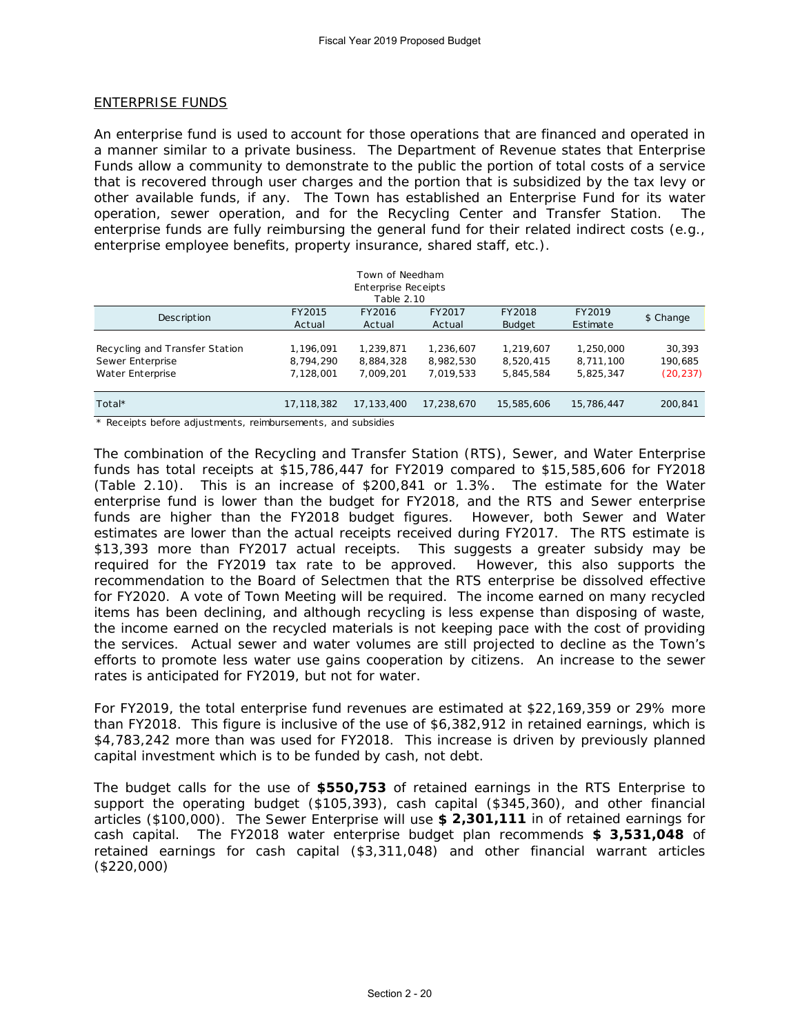## ENTERPRISE FUNDS

An enterprise fund is used to account for those operations that are financed and operated in a manner similar to a private business. The Department of Revenue states that Enterprise Funds allow a community to demonstrate to the public the portion of total costs of a service that is recovered through user charges and the portion that is subsidized by the tax levy or other available funds, if any. The Town has established an Enterprise Fund for its water operation, sewer operation, and for the Recycling Center and Transfer Station. The enterprise funds are fully reimbursing the general fund for their related indirect costs (e.g., enterprise employee benefits, property insurance, shared staff, etc.).

Town of Needham
Enterprise Receipts
Table 2.10

| Description | FY2015 Actual | FY2016 Actual | FY2017 Actual | FY2018 Budget | FY2019 Estimate | $ Change |
|---|---|---|---|---|---|---|
| Recycling and Transfer Station | 1,196,091 | 1,239,871 | 1,236,607 | 1,219,607 | 1,250,000 | 30,393 |
| Sewer Enterprise | 8,794,290 | 8,884,328 | 8,982,530 | 8,520,415 | 8,711,100 | 190,685 |
| Water Enterprise | 7,128,001 | 7,009,201 | 7,019,533 | 5,845,584 | 5,825,347 | (20,237) |
| Total* | 17,118,382 | 17,133,400 | 17,238,670 | 15,585,606 | 15,786,447 | 200,841 |

* Receipts before adjustments, reimbursements, and subsidies

The combination of the Recycling and Transfer Station (RTS), Sewer, and Water Enterprise funds has total receipts at $15,786,447 for FY2019 compared to $15,585,606 for FY2018 (Table 2.10). This is an increase of $200,841 or 1.3%. The estimate for the Water enterprise fund is lower than the budget for FY2018, and the RTS and Sewer enterprise funds are higher than the FY2018 budget figures. However, both Sewer and Water estimates are lower than the actual receipts received during FY2017. The RTS estimate is $13,393 more than FY2017 actual receipts. This suggests a greater subsidy may be required for the FY2019 tax rate to be approved. However, this also supports the recommendation to the Board of Selectmen that the RTS enterprise be dissolved effective for FY2020. A vote of Town Meeting will be required. The income earned on many recycled items has been declining, and although recycling is less expense than disposing of waste, the income earned on the recycled materials is not keeping pace with the cost of providing the services. Actual sewer and water volumes are still projected to decline as the Town's efforts to promote less water use gains cooperation by citizens. An increase to the sewer rates is anticipated for FY2019, but not for water.

For FY2019, the total enterprise fund revenues are estimated at $22,169,359 or 29% more than FY2018. This figure is inclusive of the use of $6,382,912 in retained earnings, which is $4,783,242 more than was used for FY2018. This increase is driven by previously planned capital investment which is to be funded by cash, not debt.

The budget calls for the use of **$550,753** of retained earnings in the RTS Enterprise to support the operating budget ($105,393), cash capital ($345,360), and other financial articles ($100,000). The Sewer Enterprise will use **$ 2,301,111** in of retained earnings for cash capital. The FY2018 water enterprise budget plan recommends **$ 3,531,048** of retained earnings for cash capital ($3,311,048) and other financial warrant articles ($220,000)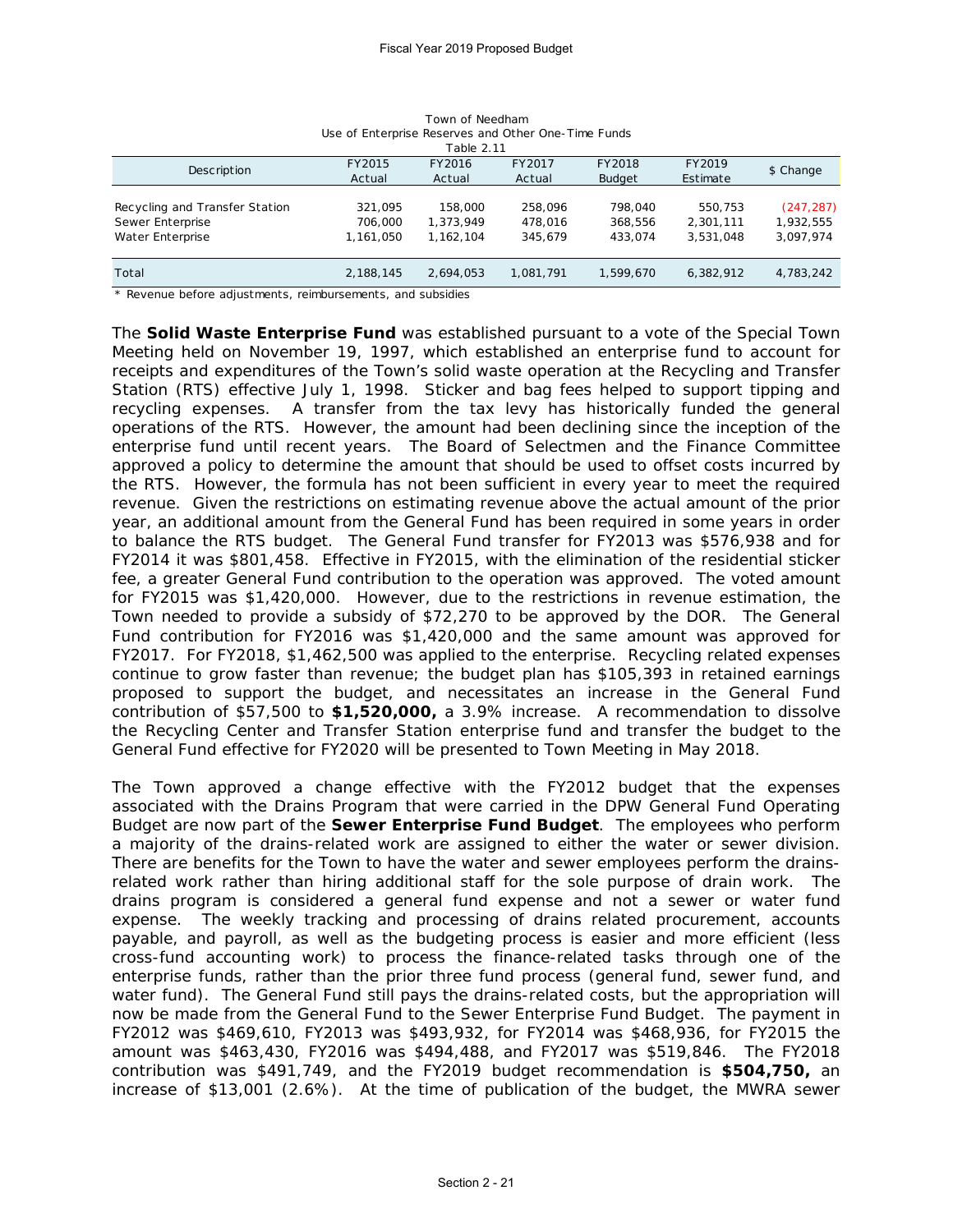Town of Needham
Use of Enterprise Reserves and Other One-Time Funds
Table 2.11

| Description | FY2015 Actual | FY2016 Actual | FY2017 Actual | FY2018 Budget | FY2019 Estimate | $ Change |
|---|---|---|---|---|---|---|
| Recycling and Transfer Station | 321,095 | 158,000 | 258,096 | 798,040 | 550,753 | (247,287) |
| Sewer Enterprise | 706,000 | 1,373,949 | 478,016 | 368,556 | 2,301,111 | 1,932,555 |
| Water Enterprise | 1,161,050 | 1,162,104 | 345,679 | 433,074 | 3,531,048 | 3,097,974 |
| Total | 2,188,145 | 2,694,053 | 1,081,791 | 1,599,670 | 6,382,912 | 4,783,242 |

\* Revenue before adjustments, reimbursements, and subsidies

The **Solid Waste Enterprise Fund** was established pursuant to a vote of the Special Town Meeting held on November 19, 1997, which established an enterprise fund to account for receipts and expenditures of the Town's solid waste operation at the Recycling and Transfer Station (RTS) effective July 1, 1998. Sticker and bag fees helped to support tipping and recycling expenses. A transfer from the tax levy has historically funded the general operations of the RTS. However, the amount had been declining since the inception of the enterprise fund until recent years. The Board of Selectmen and the Finance Committee approved a policy to determine the amount that should be used to offset costs incurred by the RTS. However, the formula has not been sufficient in every year to meet the required revenue. Given the restrictions on estimating revenue above the actual amount of the prior year, an additional amount from the General Fund has been required in some years in order to balance the RTS budget. The General Fund transfer for FY2013 was $576,938 and for FY2014 it was $801,458. Effective in FY2015, with the elimination of the residential sticker fee, a greater General Fund contribution to the operation was approved. The voted amount for FY2015 was $1,420,000. However, due to the restrictions in revenue estimation, the Town needed to provide a subsidy of $72,270 to be approved by the DOR. The General Fund contribution for FY2016 was $1,420,000 and the same amount was approved for FY2017. For FY2018, $1,462,500 was applied to the enterprise. Recycling related expenses continue to grow faster than revenue; the budget plan has $105,393 in retained earnings proposed to support the budget, and necessitates an increase in the General Fund contribution of $57,500 to **$1,520,000,** a 3.9% increase. A recommendation to dissolve the Recycling Center and Transfer Station enterprise fund and transfer the budget to the General Fund effective for FY2020 will be presented to Town Meeting in May 2018.

The Town approved a change effective with the FY2012 budget that the expenses associated with the Drains Program that were carried in the DPW General Fund Operating Budget are now part of the **Sewer Enterprise Fund Budget**. The employees who perform a majority of the drains-related work are assigned to either the water or sewer division. There are benefits for the Town to have the water and sewer employees perform the drains-related work rather than hiring additional staff for the sole purpose of drain work. The drains program is considered a general fund expense and not a sewer or water fund expense. The weekly tracking and processing of drains related procurement, accounts payable, and payroll, as well as the budgeting process is easier and more efficient (less cross-fund accounting work) to process the finance-related tasks through one of the enterprise funds, rather than the prior three fund process (general fund, sewer fund, and water fund). The General Fund still pays the drains-related costs, but the appropriation will now be made from the General Fund to the Sewer Enterprise Fund Budget. The payment in FY2012 was $469,610, FY2013 was $493,932, for FY2014 was $468,936, for FY2015 the amount was $463,430, FY2016 was $494,488, and FY2017 was $519,846. The FY2018 contribution was $491,749, and the FY2019 budget recommendation is **$504,750,** an increase of $13,001 (2.6%). At the time of publication of the budget, the MWRA sewer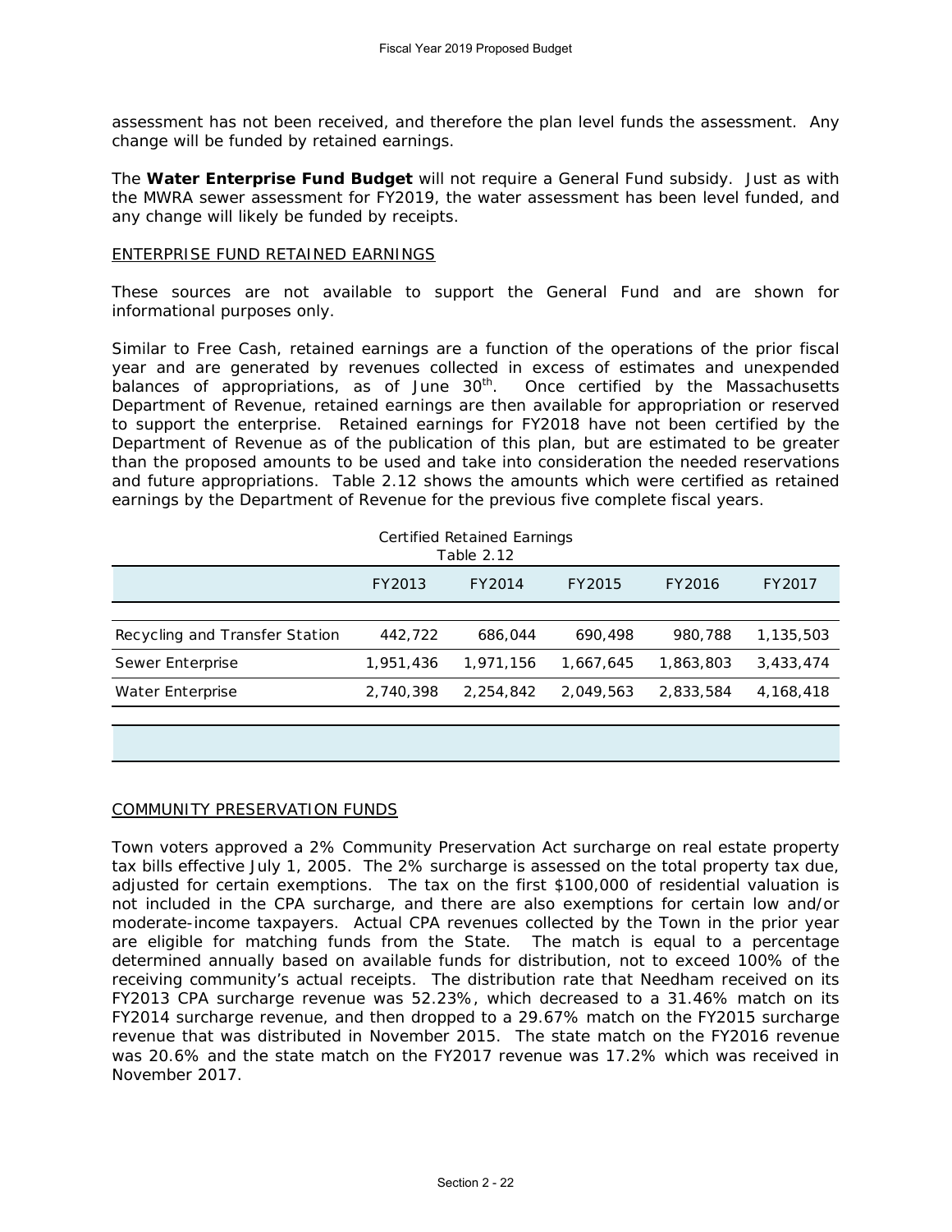assessment has not been received, and therefore the plan level funds the assessment. Any change will be funded by retained earnings.

The **Water Enterprise Fund Budget** will not require a General Fund subsidy. Just as with the MWRA sewer assessment for FY2019, the water assessment has been level funded, and any change will likely be funded by receipts.

## ENTERPRISE FUND RETAINED EARNINGS

These sources are not available to support the General Fund and are shown for informational purposes only.

Similar to Free Cash, retained earnings are a function of the operations of the prior fiscal year and are generated by revenues collected in excess of estimates and unexpended balances of appropriations, as of June 30th. Once certified by the Massachusetts Department of Revenue, retained earnings are then available for appropriation or reserved to support the enterprise. Retained earnings for FY2018 have not been certified by the Department of Revenue as of the publication of this plan, but are estimated to be greater than the proposed amounts to be used and take into consideration the needed reservations and future appropriations. Table 2.12 shows the amounts which were certified as retained earnings by the Department of Revenue for the previous five complete fiscal years.

Certified Retained Earnings
Table 2.12

| | FY2013 | FY2014 | FY2015 | FY2016 | FY2017 |
|---|---|---|---|---|---|
| Recycling and Transfer Station | 442,722 | 686,044 | 690,498 | 980,788 | 1,135,503 |
| Sewer Enterprise | 1,951,436 | 1,971,156 | 1,667,645 | 1,863,803 | 3,433,474 |
| Water Enterprise | 2,740,398 | 2,254,842 | 2,049,563 | 2,833,584 | 4,168,418 |

## COMMUNITY PRESERVATION FUNDS

Town voters approved a 2% Community Preservation Act surcharge on real estate property tax bills effective July 1, 2005. The 2% surcharge is assessed on the total property tax due, adjusted for certain exemptions. The tax on the first $100,000 of residential valuation is not included in the CPA surcharge, and there are also exemptions for certain low and/or moderate-income taxpayers. Actual CPA revenues collected by the Town in the prior year are eligible for matching funds from the State. The match is equal to a percentage determined annually based on available funds for distribution, not to exceed 100% of the receiving community's actual receipts. The distribution rate that Needham received on its FY2013 CPA surcharge revenue was 52.23%, which decreased to a 31.46% match on its FY2014 surcharge revenue, and then dropped to a 29.67% match on the FY2015 surcharge revenue that was distributed in November 2015. The state match on the FY2016 revenue was 20.6% and the state match on the FY2017 revenue was 17.2% which was received in November 2017.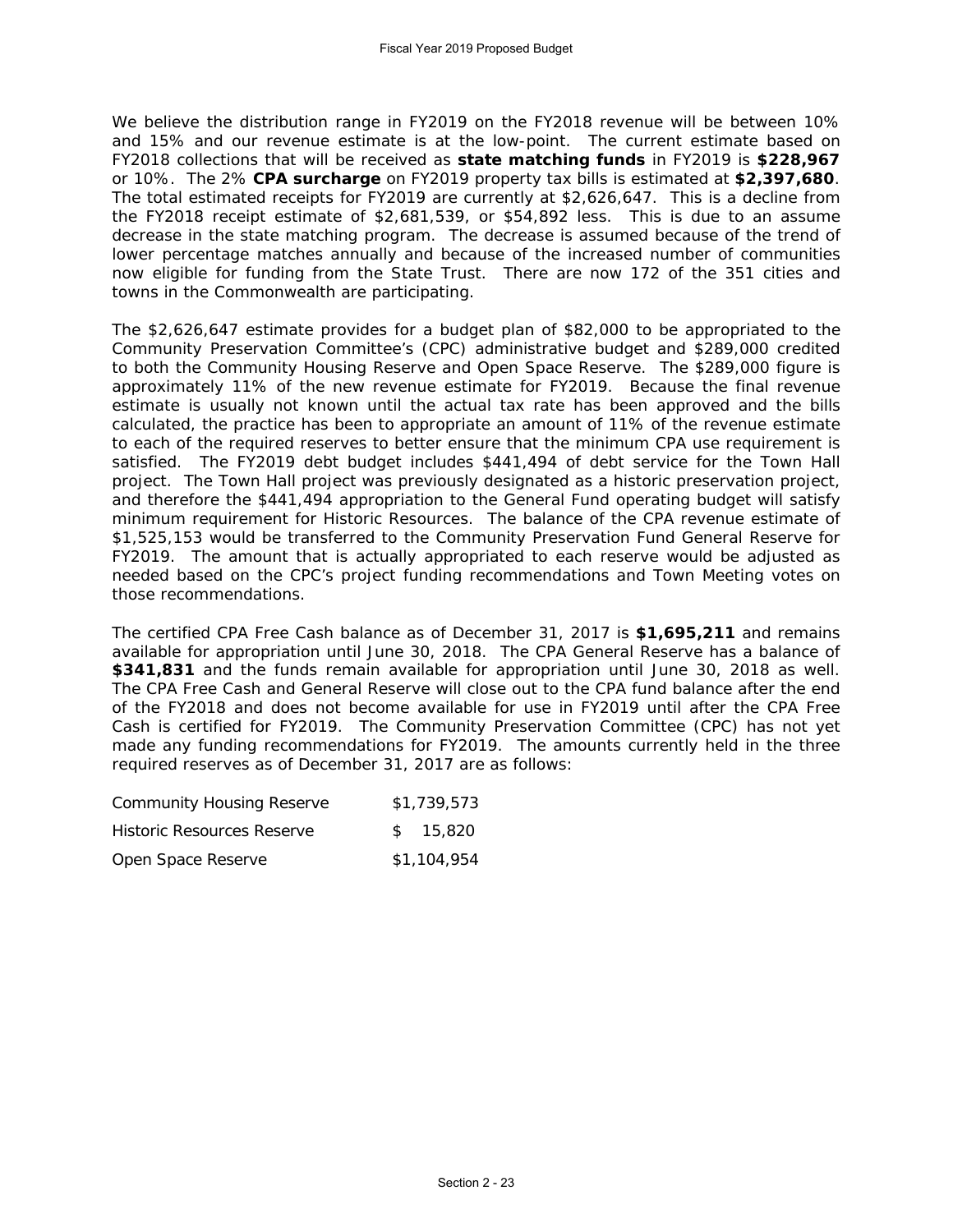We believe the distribution range in FY2019 on the FY2018 revenue will be between 10% and 15% and our revenue estimate is at the low-point. The current estimate based on FY2018 collections that will be received as **state matching funds** in FY2019 is **$228,967** or 10%. The 2% **CPA surcharge** on FY2019 property tax bills is estimated at **$2,397,680**. The total estimated receipts for FY2019 are currently at $2,626,647. This is a decline from the FY2018 receipt estimate of $2,681,539, or $54,892 less. This is due to an assume decrease in the state matching program. The decrease is assumed because of the trend of lower percentage matches annually and because of the increased number of communities now eligible for funding from the State Trust. There are now 172 of the 351 cities and towns in the Commonwealth are participating.

The $2,626,647 estimate provides for a budget plan of $82,000 to be appropriated to the Community Preservation Committee's (CPC) administrative budget and $289,000 credited to both the Community Housing Reserve and Open Space Reserve. The $289,000 figure is approximately 11% of the new revenue estimate for FY2019. Because the final revenue estimate is usually not known until the actual tax rate has been approved and the bills calculated, the practice has been to appropriate an amount of 11% of the revenue estimate to each of the required reserves to better ensure that the minimum CPA use requirement is satisfied. The FY2019 debt budget includes $441,494 of debt service for the Town Hall project. The Town Hall project was previously designated as a historic preservation project, and therefore the $441,494 appropriation to the General Fund operating budget will satisfy minimum requirement for Historic Resources. The balance of the CPA revenue estimate of $1,525,153 would be transferred to the Community Preservation Fund General Reserve for FY2019. The amount that is actually appropriated to each reserve would be adjusted as needed based on the CPC's project funding recommendations and Town Meeting votes on those recommendations.

The certified CPA Free Cash balance as of December 31, 2017 is **$1,695,211** and remains available for appropriation until June 30, 2018. The CPA General Reserve has a balance of **$341,831** and the funds remain available for appropriation until June 30, 2018 as well. The CPA Free Cash and General Reserve will close out to the CPA fund balance after the end of the FY2018 and does not become available for use in FY2019 until after the CPA Free Cash is certified for FY2019. The Community Preservation Committee (CPC) has not yet made any funding recommendations for FY2019. The amounts currently held in the three required reserves as of December 31, 2017 are as follows:

| Reserve | Amount |
|---|---|
| Community Housing Reserve | $1,739,573 |
| Historic Resources Reserve | $ 15,820 |
| Open Space Reserve | $1,104,954 |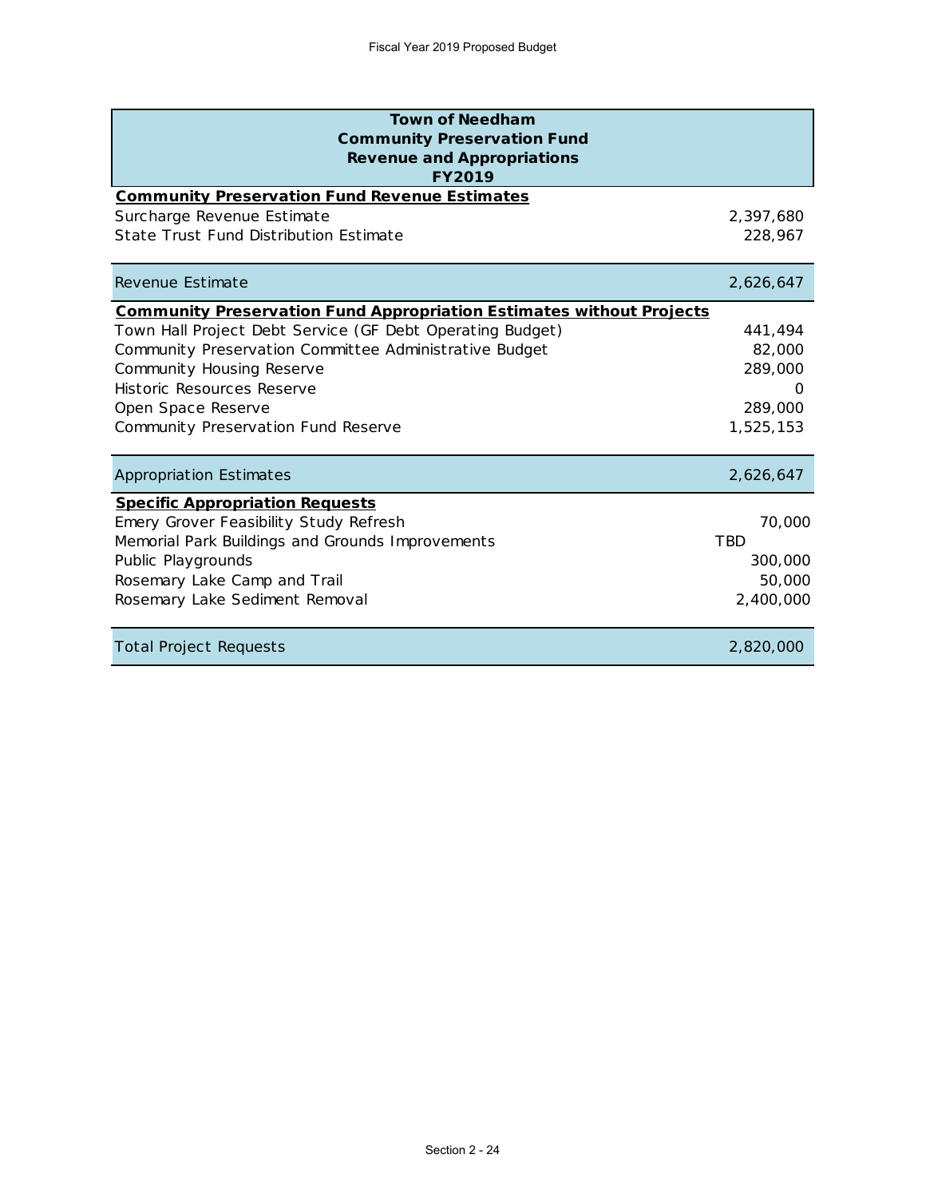| Town of Needham<br>Community Preservation Fund<br>Revenue and Appropriations<br>FY2019 | |
|---|---|
| **Community Preservation Fund Revenue Estimates** | |
| Surcharge Revenue Estimate | 2,397,680 |
| State Trust Fund Distribution Estimate | 228,967 |
| Revenue Estimate | 2,626,647 |
| **Community Preservation Fund Appropriation Estimates without Projects** | |
| Town Hall Project Debt Service (GF Debt Operating Budget) | 441,494 |
| Community Preservation Committee Administrative Budget | 82,000 |
| Community Housing Reserve | 289,000 |
| Historic Resources Reserve | 0 |
| Open Space Reserve | 289,000 |
| Community Preservation Fund Reserve | 1,525,153 |
| Appropriation Estimates | 2,626,647 |
| **Specific Appropriation Requests** | |
| Emery Grover Feasibility Study Refresh | 70,000 |
| Memorial Park Buildings and Grounds Improvements | TBD |
| Public Playgrounds | 300,000 |
| Rosemary Lake Camp and Trail | 50,000 |
| Rosemary Lake Sediment Removal | 2,400,000 |
| Total Project Requests | 2,820,000 |